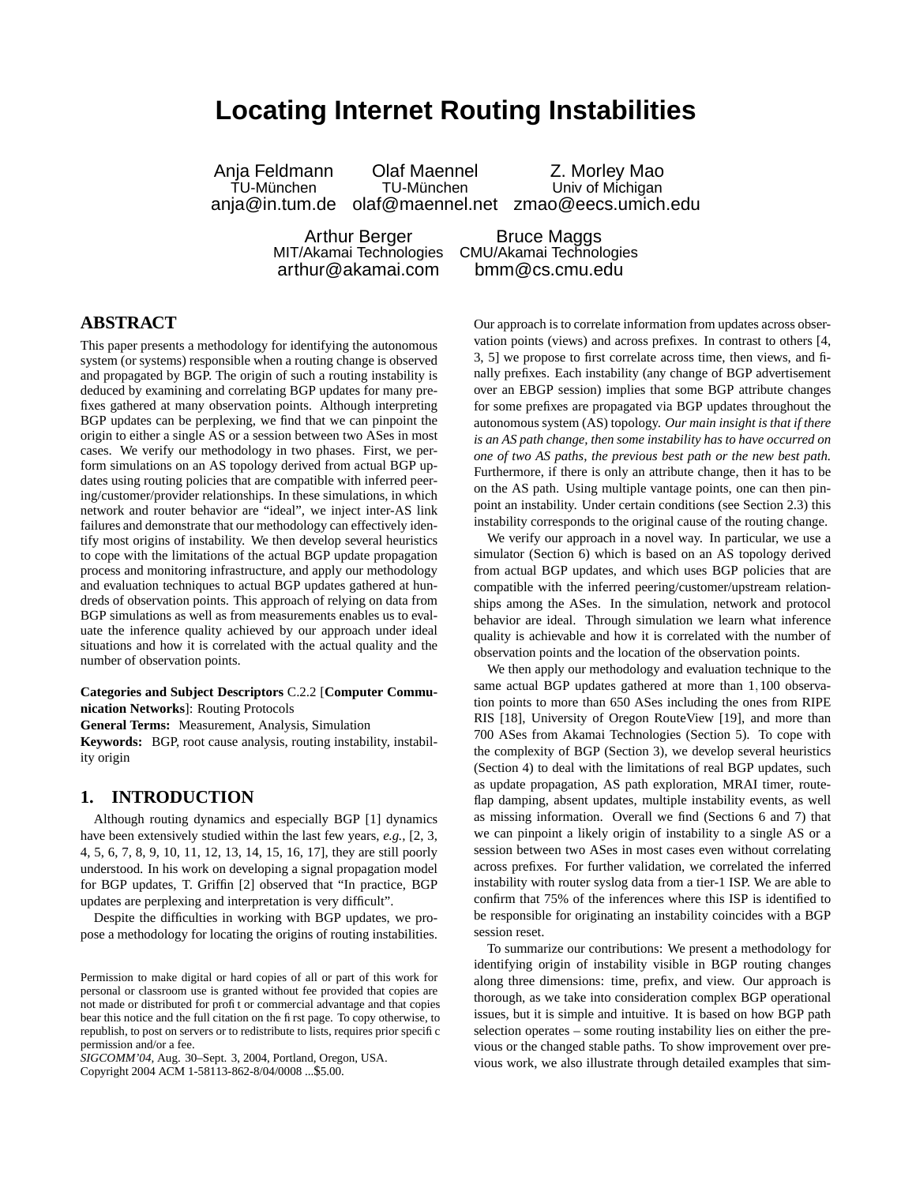# Locating Internet Routing Instabilities

Anja Feldmann
TU-München
anja@in.tum.de

Olaf Maennel
TU-München
olaf@maennel.net

Z. Morley Mao
Univ of Michigan
zmao@eecs.umich.edu

Arthur Berger
MIT/Akamai Technologies
arthur@akamai.com

Bruce Maggs
CMU/Akamai Technologies
bmm@cs.cmu.edu

## ABSTRACT

This paper presents a methodology for identifying the autonomous system (or systems) responsible when a routing change is observed and propagated by BGP. The origin of such a routing instability is deduced by examining and correlating BGP updates for many prefixes gathered at many observation points. Although interpreting BGP updates can be perplexing, we find that we can pinpoint the origin to either a single AS or a session between two ASes in most cases. We verify our methodology in two phases. First, we perform simulations on an AS topology derived from actual BGP updates using routing policies that are compatible with inferred peering/customer/provider relationships. In these simulations, in which network and router behavior are "ideal", we inject inter-AS link failures and demonstrate that our methodology can effectively identify most origins of instability. We then develop several heuristics to cope with the limitations of the actual BGP update propagation process and monitoring infrastructure, and apply our methodology and evaluation techniques to actual BGP updates gathered at hundreds of observation points. This approach of relying on data from BGP simulations as well as from measurements enables us to evaluate the inference quality achieved by our approach under ideal situations and how it is correlated with the actual quality and the number of observation points.

**Categories and Subject Descriptors** C.2.2 [**Computer Communication Networks**]: Routing Protocols

**General Terms:** Measurement, Analysis, Simulation

**Keywords:** BGP, root cause analysis, routing instability, instability origin

## 1. INTRODUCTION

Although routing dynamics and especially BGP [1] dynamics have been extensively studied within the last few years, *e.g.,* [2, 3, 4, 5, 6, 7, 8, 9, 10, 11, 12, 13, 14, 15, 16, 17], they are still poorly understood. In his work on designing a signal propagation model for BGP updates, T. Griffin [2] observed that "In practice, BGP updates are perplexing and interpretation is very difficult".

Despite the difficulties in working with BGP updates, we propose a methodology for locating the origins of routing instabilities.

Permission to make digital or hard copies of all or part of this work for personal or classroom use is granted without fee provided that copies are not made or distributed for profit or commercial advantage and that copies bear this notice and the full citation on the first page. To copy otherwise, to republish, to post on servers or to redistribute to lists, requires prior specific permission and/or a fee.
*SIGCOMM'04,* Aug. 30–Sept. 3, 2004, Portland, Oregon, USA.
Copyright 2004 ACM 1-58113-862-8/04/0008 ...$5.00.

Our approach is to correlate information from updates across observation points (views) and across prefixes. In contrast to others [4, 3, 5] we propose to first correlate across time, then views, and finally prefixes. Each instability (any change of BGP advertisement over an EBGP session) implies that some BGP attribute changes for some prefixes are propagated via BGP updates throughout the autonomous system (AS) topology. *Our main insight is that if there is an AS path change, then some instability has to have occurred on one of two AS paths, the previous best path or the new best path.* Furthermore, if there is only an attribute change, then it has to be on the AS path. Using multiple vantage points, one can then pinpoint an instability. Under certain conditions (see Section 2.3) this instability corresponds to the original cause of the routing change.

We verify our approach in a novel way. In particular, we use a simulator (Section 6) which is based on an AS topology derived from actual BGP updates, and which uses BGP policies that are compatible with the inferred peering/customer/upstream relationships among the ASes. In the simulation, network and protocol behavior are ideal. Through simulation we learn what inference quality is achievable and how it is correlated with the number of observation points and the location of the observation points.

We then apply our methodology and evaluation technique to the same actual BGP updates gathered at more than $1,100$ observation points to more than 650 ASes including the ones from RIPE RIS [18], University of Oregon RouteView [19], and more than 700 ASes from Akamai Technologies (Section 5). To cope with the complexity of BGP (Section 3), we develop several heuristics (Section 4) to deal with the limitations of real BGP updates, such as update propagation, AS path exploration, MRAI timer, route-flap damping, absent updates, multiple instability events, as well as missing information. Overall we find (Sections 6 and 7) that we can pinpoint a likely origin of instability to a single AS or a session between two ASes in most cases even without correlating across prefixes. For further validation, we correlated the inferred instability with router syslog data from a tier-1 ISP. We are able to confirm that 75% of the inferences where this ISP is identified to be responsible for originating an instability coincides with a BGP session reset.

To summarize our contributions: We present a methodology for identifying origin of instability visible in BGP routing changes along three dimensions: time, prefix, and view. Our approach is thorough, as we take into consideration complex BGP operational issues, but it is simple and intuitive. It is based on how BGP path selection operates – some routing instability lies on either the previous or the changed stable paths. To show improvement over previous work, we also illustrate through detailed examples that sim-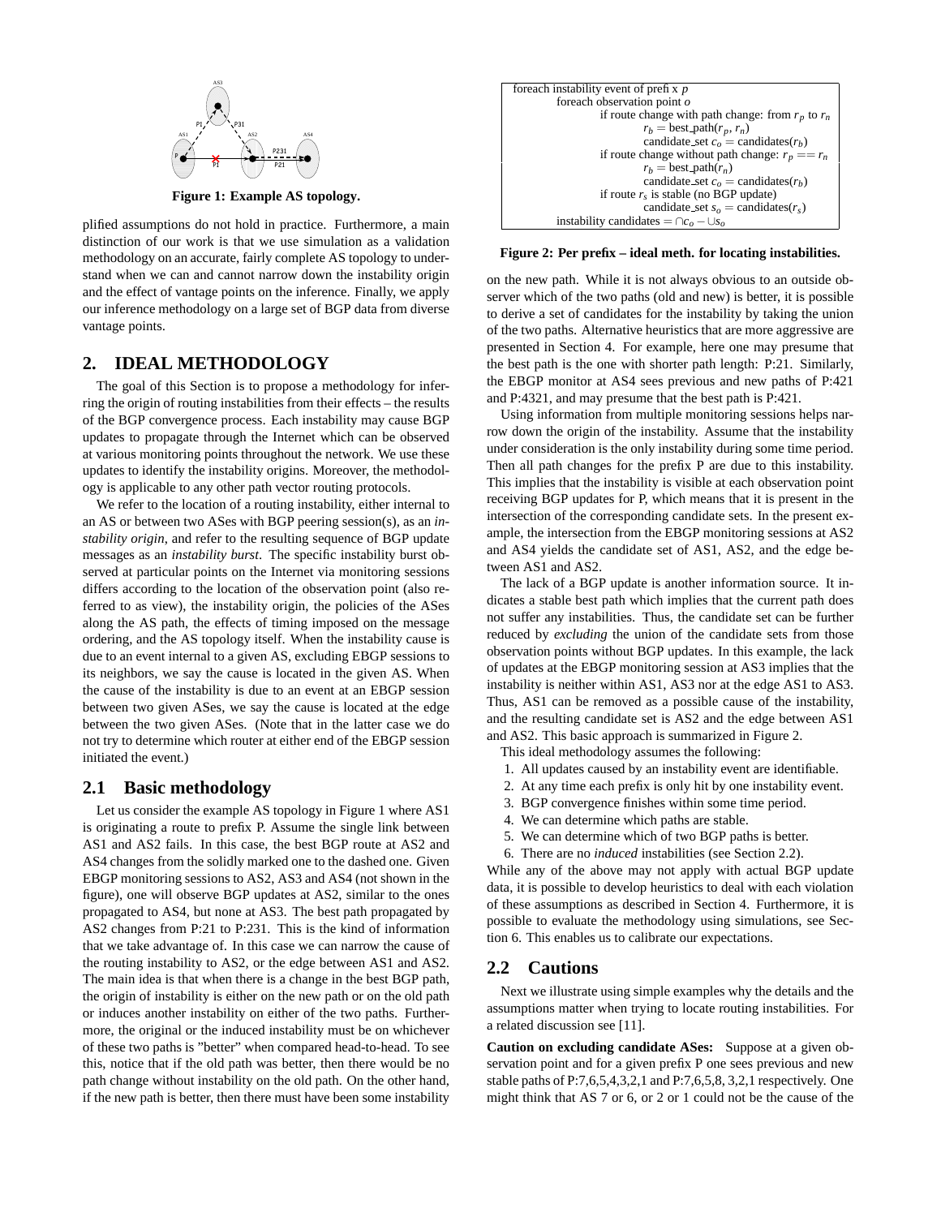AS3

P1 P31

AS1 AS2 AS4

P

P231

P1 P21

**Figure 1: Example AS topology.**

plified assumptions do not hold in practice. Furthermore, a main distinction of our work is that we use simulation as a validation methodology on an accurate, fairly complete AS topology to understand when we can and cannot narrow down the instability origin and the effect of vantage points on the inference. Finally, we apply our inference methodology on a large set of BGP data from diverse vantage points.

## 2. IDEAL METHODOLOGY

The goal of this Section is to propose a methodology for inferring the origin of routing instabilities from their effects – the results of the BGP convergence process. Each instability may cause BGP updates to propagate through the Internet which can be observed at various monitoring points throughout the network. We use these updates to identify the instability origins. Moreover, the methodology is applicable to any other path vector routing protocols.

We refer to the location of a routing instability, either internal to an AS or between two ASes with BGP peering session(s), as an *instability origin*, and refer to the resulting sequence of BGP update messages as an *instability burst*. The specific instability burst observed at particular points on the Internet via monitoring sessions differs according to the location of the observation point (also referred to as view), the instability origin, the policies of the ASes along the AS path, the effects of timing imposed on the message ordering, and the AS topology itself. When the instability cause is due to an event internal to a given AS, excluding EBGP sessions to its neighbors, we say the cause is located in the given AS. When the cause of the instability is due to an event at an EBGP session between two given ASes, we say the cause is located at the edge between the two given ASes. (Note that in the latter case we do not try to determine which router at either end of the EBGP session initiated the event.)

### 2.1 Basic methodology

Let us consider the example AS topology in Figure 1 where AS1 is originating a route to prefix P. Assume the single link between AS1 and AS2 fails. In this case, the best BGP route at AS2 and AS4 changes from the solidly marked one to the dashed one. Given EBGP monitoring sessions to AS2, AS3 and AS4 (not shown in the figure), one will observe BGP updates at AS2, similar to the ones propagated to AS4, but none at AS3. The best path propagated by AS2 changes from P:21 to P:231. This is the kind of information that we take advantage of. In this case we can narrow the cause of the routing instability to AS2, or the edge between AS1 and AS2. The main idea is that when there is a change in the best BGP path, the origin of instability is either on the new path or on the old path or induces another instability on either of the two paths. Furthermore, the original or the induced instability must be on whichever of these two paths is "better" when compared head-to-head. To see this, notice that if the old path was better, then there would be no path change without instability on the old path. On the other hand, if the new path is better, then there must have been some instability on the new path. While it is not always obvious to an outside observer which of the two paths (old and new) is better, it is possible to derive a set of candidates for the instability by taking the union of the two paths. Alternative heuristics that are more aggressive are presented in Section 4. For example, here one may presume that the best path is the one with shorter path length: P:21. Similarly, the EBGP monitor at AS4 sees previous and new paths of P:421 and P:4321, and may presume that the best path is P:421.

```
foreach instability event of prefix p
    foreach observation point o
        if route change with path change: from r_p to r_n
            r_b = best_path(r_p, r_n)
            candidate_set c_o = candidates(r_b)
        if route change without path change: r_p == r_n
            r_b = best_path(r_n)
            candidate_set c_o = candidates(r_b)
        if route r_s is stable (no BGP update)
            candidate_set s_o = candidates(r_s)
    instability candidates = ∩c_o − ∪s_o
```

**Figure 2: Per prefix – ideal meth. for locating instabilities.**

Using information from multiple monitoring sessions helps narrow down the origin of the instability. Assume that the instability under consideration is the only instability during some time period. Then all path changes for the prefix P are due to this instability. This implies that the instability is visible at each observation point receiving BGP updates for P, which means that it is present in the intersection of the corresponding candidate sets. In the present example, the intersection from the EBGP monitoring sessions at AS2 and AS4 yields the candidate set of AS1, AS2, and the edge between AS1 and AS2.

The lack of a BGP update is another information source. It indicates a stable best path which implies that the current path does not suffer any instabilities. Thus, the candidate set can be further reduced by *excluding* the union of the candidate sets from those observation points without BGP updates. In this example, the lack of updates at the EBGP monitoring session at AS3 implies that the instability is neither within AS1, AS3 nor at the edge AS1 to AS3. Thus, AS1 can be removed as a possible cause of the instability, and the resulting candidate set is AS2 and the edge between AS1 and AS2. This basic approach is summarized in Figure 2.

This ideal methodology assumes the following:

1. All updates caused by an instability event are identifiable.
2. At any time each prefix is only hit by one instability event.
3. BGP convergence finishes within some time period.
4. We can determine which paths are stable.
5. We can determine which of two BGP paths is better.
6. There are no *induced* instabilities (see Section 2.2).

While any of the above may not apply with actual BGP update data, it is possible to develop heuristics to deal with each violation of these assumptions as described in Section 4. Furthermore, it is possible to evaluate the methodology using simulations, see Section 6. This enables us to calibrate our expectations.

### 2.2 Cautions

Next we illustrate using simple examples why the details and the assumptions matter when trying to locate routing instabilities. For a related discussion see [11].

**Caution on excluding candidate ASes:** Suppose at a given observation point and for a given prefix P one sees previous and new stable paths of P:7,6,5,4,3,2,1 and P:7,6,5,8,3,2,1 respectively. One might think that AS 7 or 6, or 2 or 1 could not be the cause of the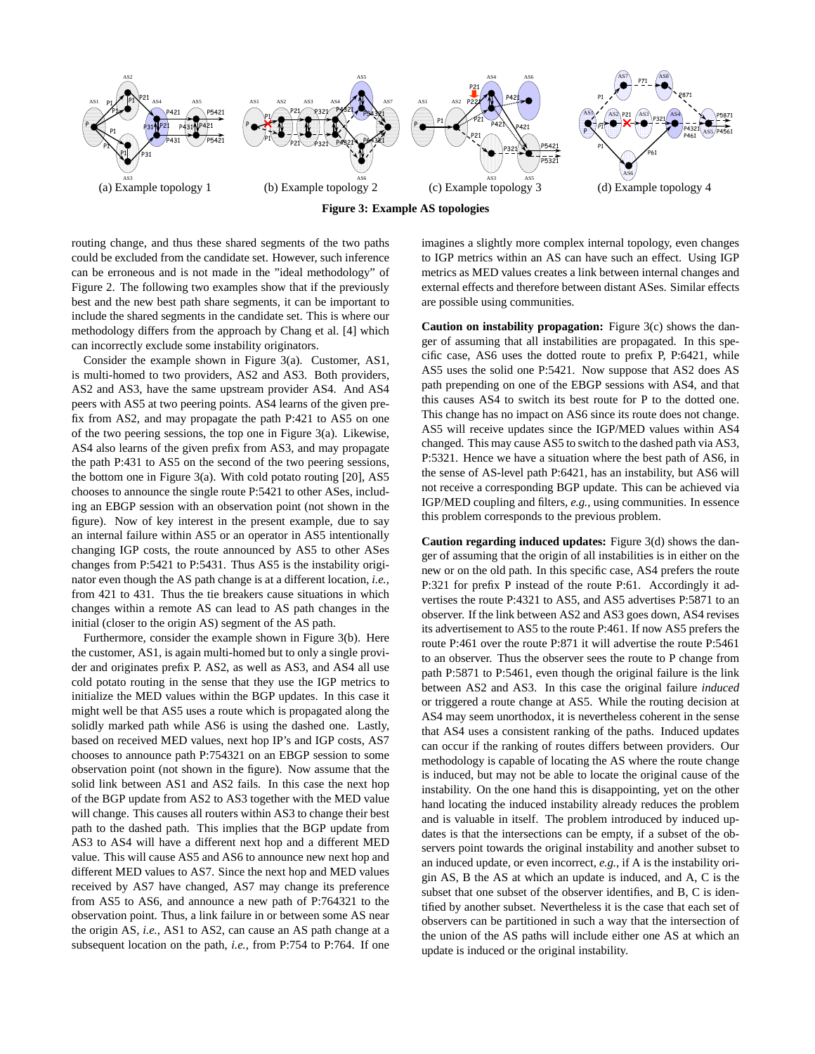(a) Example topology 1

(b) Example topology 2

(c) Example topology 3

(d) Example topology 4

**Figure 3: Example AS topologies**

routing change, and thus these shared segments of the two paths could be excluded from the candidate set. However, such inference can be erroneous and is not made in the "ideal methodology" of Figure 2. The following two examples show that if the previously best and the new best path share segments, it can be important to include the shared segments in the candidate set. This is where our methodology differs from the approach by Chang et al. [4] which can incorrectly exclude some instability originators.

Consider the example shown in Figure 3(a). Customer, AS1, is multi-homed to two providers, AS2 and AS3. Both providers, AS2 and AS3, have the same upstream provider AS4. And AS4 peers with AS5 at two peering points. AS4 learns of the given prefix from AS2, and may propagate the path P:421 to AS5 on one of the two peering sessions, the top one in Figure 3(a). Likewise, AS4 also learns of the given prefix from AS3, and may propagate the path P:431 to AS5 on the second of the two peering sessions, the bottom one in Figure 3(a). With cold potato routing [20], AS5 chooses to announce the single route P:5421 to other ASes, including an EBGP session with an observation point (not shown in the figure). Now of key interest in the present example, due to say an internal failure within AS5 or an operator in AS5 intentionally changing IGP costs, the route announced by AS5 to other ASes changes from P:5421 to P:5431. Thus AS5 is the instability originator even though the AS path change is at a different location, *i.e.,* from 421 to 431. Thus the tie breakers cause situations in which changes within a remote AS can lead to AS path changes in the initial (closer to the origin AS) segment of the AS path.

Furthermore, consider the example shown in Figure 3(b). Here the customer, AS1, is again multi-homed but to only a single provider and originates prefix P. AS2, as well as AS3, and AS4 all use cold potato routing in the sense that they use the IGP metrics to initialize the MED values within the BGP updates. In this case it might well be that AS5 uses a route which is propagated along the solidly marked path while AS6 is using the dashed one. Lastly, based on received MED values, next hop IP's and IGP costs, AS7 chooses to announce path P:754321 on an EBGP session to some observation point (not shown in the figure). Now assume that the solid link between AS1 and AS2 fails. In this case the next hop of the BGP update from AS2 to AS3 together with the MED value will change. This causes all routers within AS3 to change their best path to the dashed path. This implies that the BGP update from AS3 to AS4 will have a different next hop and a different MED value. This will cause AS5 and AS6 to announce new next hop and different MED values to AS7. Since the next hop and MED values received by AS7 have changed, AS7 may change its preference from AS5 to AS6, and announce a new path of P:764321 to the observation point. Thus, a link failure in or between some AS near the origin AS, *i.e.,* AS1 to AS2, can cause an AS path change at a subsequent location on the path, *i.e.,* from P:754 to P:764. If one imagines a slightly more complex internal topology, even changes to IGP metrics within an AS can have such an effect. Using IGP metrics as MED values creates a link between internal changes and external effects and therefore between distant ASes. Similar effects are possible using communities.

**Caution on instability propagation:** Figure 3(c) shows the danger of assuming that all instabilities are propagated. In this specific case, AS6 uses the dotted route to prefix P, P:6421, while AS5 uses the solid one P:5421. Now suppose that AS2 does AS path prepending on one of the EBGP sessions with AS4, and that this causes AS4 to switch its best route for P to the dotted one. This change has no impact on AS6 since its route does not change. AS5 will receive updates since the IGP/MED values within AS4 changed. This may cause AS5 to switch to the dashed path via AS3, P:5321. Hence we have a situation where the best path of AS6, in the sense of AS-level path P:6421, has an instability, but AS6 will not receive a corresponding BGP update. This can be achieved via IGP/MED coupling and filters, *e.g.,* using communities. In essence this problem corresponds to the previous problem.

**Caution regarding induced updates:** Figure 3(d) shows the danger of assuming that the origin of all instabilities is in either on the new or on the old path. In this specific case, AS4 prefers the route P:321 for prefix P instead of the route P:61. Accordingly it advertises the route P:4321 to AS5, and AS5 advertises P:5871 to an observer. If the link between AS2 and AS3 goes down, AS4 revises its advertisement to AS5 to the route P:461. If now AS5 prefers the route P:461 over the route P:871 it will advertise the route P:5461 to an observer. Thus the observer sees the route to P change from path P:5871 to P:5461, even though the original failure is the link between AS2 and AS3. In this case the original failure *induced* or triggered a route change at AS5. While the routing decision at AS4 may seem unorthodox, it is nevertheless coherent in the sense that AS4 uses a consistent ranking of the paths. Induced updates can occur if the ranking of routes differs between providers. Our methodology is capable of locating the AS where the route change is induced, but may not be able to locate the original cause of the instability. On the one hand this is disappointing, yet on the other hand locating the induced instability already reduces the problem and is valuable in itself. The problem introduced by induced updates is that the intersections can be empty, if a subset of the observers point towards the original instability and another subset to an induced update, or even incorrect, *e.g.,* if A is the instability origin AS, B the AS at which an update is induced, and A, C is the subset that one subset of the observer identifies, and B, C is identified by another subset. Nevertheless it is the case that each set of observers can be partitioned in such a way that the intersection of the union of the AS paths will include either one AS at which an update is induced or the original instability.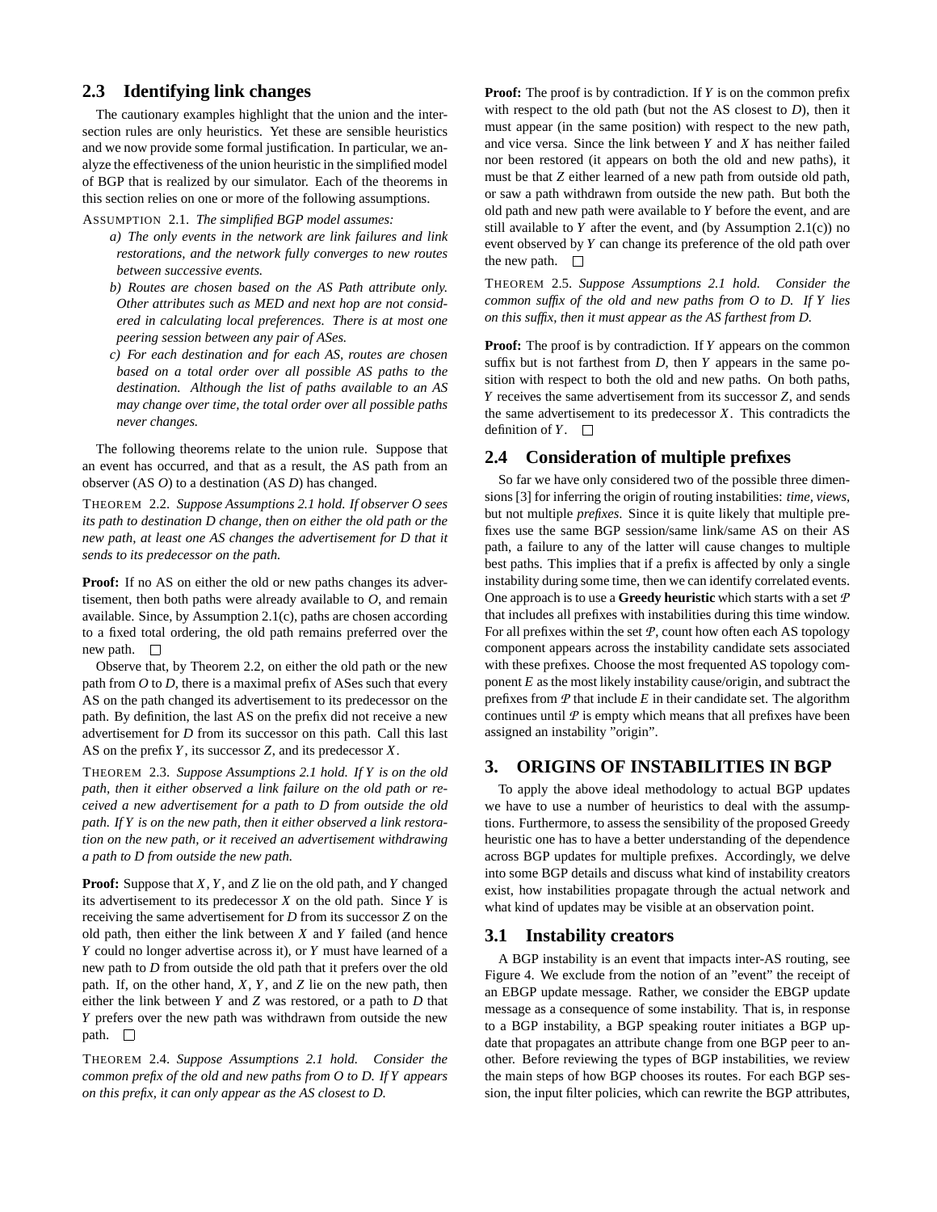## 2.3 Identifying link changes

The cautionary examples highlight that the union and the intersection rules are only heuristics. Yet these are sensible heuristics and we now provide some formal justification. In particular, we analyze the effectiveness of the union heuristic in the simplified model of BGP that is realized by our simulator. Each of the theorems in this section relies on one or more of the following assumptions.

ASSUMPTION 2.1. *The simplified BGP model assumes:*

*a) The only events in the network are link failures and link restorations, and the network fully converges to new routes between successive events.*

*b) Routes are chosen based on the AS Path attribute only. Other attributes such as MED and next hop are not considered in calculating local preferences. There is at most one peering session between any pair of ASes.*

*c) For each destination and for each AS, routes are chosen based on a total order over all possible AS paths to the destination. Although the list of paths available to an AS may change over time, the total order over all possible paths never changes.*

The following theorems relate to the union rule. Suppose that an event has occurred, and that as a result, the AS path from an observer (AS $O$) to a destination (AS $D$) has changed.

THEOREM 2.2. *Suppose Assumptions 2.1 hold. If observer O sees its path to destination D change, then on either the old path or the new path, at least one AS changes the advertisement for D that it sends to its predecessor on the path.*

**Proof:** If no AS on either the old or new paths changes its advertisement, then both paths were already available to $O$, and remain available. Since, by Assumption 2.1(c), paths are chosen according to a fixed total ordering, the old path remains preferred over the new path. □

Observe that, by Theorem 2.2, on either the old path or the new path from $O$ to $D$, there is a maximal prefix of ASes such that every AS on the path changed its advertisement to its predecessor on the path. By definition, the last AS on the prefix did not receive a new advertisement for $D$ from its successor on this path. Call this last AS on the prefix $Y$, its successor $Z$, and its predecessor $X$.

THEOREM 2.3. *Suppose Assumptions 2.1 hold. If Y is on the old path, then it either observed a link failure on the old path or received a new advertisement for a path to D from outside the old path. If Y is on the new path, then it either observed a link restoration on the new path, or it received an advertisement withdrawing a path to D from outside the new path.*

**Proof:** Suppose that $X$, $Y$, and $Z$ lie on the old path, and $Y$ changed its advertisement to its predecessor $X$ on the old path. Since $Y$ is receiving the same advertisement for $D$ from its successor $Z$ on the old path, then either the link between $X$ and $Y$ failed (and hence $Y$ could no longer advertise across it), or $Y$ must have learned of a new path to $D$ from outside the old path that it prefers over the old path. If, on the other hand, $X$, $Y$, and $Z$ lie on the new path, then either the link between $Y$ and $Z$ was restored, or a path to $D$ that $Y$ prefers over the new path was withdrawn from outside the new path. □

THEOREM 2.4. *Suppose Assumptions 2.1 hold. Consider the common prefix of the old and new paths from O to D. If Y appears on this prefix, it can only appear as the AS closest to D.*

**Proof:** The proof is by contradiction. If $Y$ is on the common prefix with respect to the old path (but not the AS closest to $D$), then it must appear (in the same position) with respect to the new path, and vice versa. Since the link between $Y$ and $X$ has neither failed nor been restored (it appears on both the old and new paths), it must be that $Z$ either learned of a new path from outside old path, or saw a path withdrawn from outside the new path. But both the old path and new path were available to $Y$ before the event, and are still available to $Y$ after the event, and (by Assumption 2.1(c)) no event observed by $Y$ can change its preference of the old path over the new path. □

THEOREM 2.5. *Suppose Assumptions 2.1 hold. Consider the common suffix of the old and new paths from O to D. If Y lies on this suffix, then it must appear as the AS farthest from D.*

**Proof:** The proof is by contradiction. If $Y$ appears on the common suffix but is not farthest from $D$, then $Y$ appears in the same position with respect to both the old and new paths. On both paths, $Y$ receives the same advertisement from its successor $Z$, and sends the same advertisement to its predecessor $X$. This contradicts the definition of $Y$. □

## 2.4 Consideration of multiple prefixes

So far we have only considered two of the possible three dimensions [3] for inferring the origin of routing instabilities: *time*, *views*, but not multiple *prefixes*. Since it is quite likely that multiple prefixes use the same BGP session/same link/same AS on their AS path, a failure to any of the latter will cause changes to multiple best paths. This implies that if a prefix is affected by only a single instability during some time, then we can identify correlated events. One approach is to use a **Greedy heuristic** which starts with a set $\mathcal{P}$ that includes all prefixes with instabilities during this time window. For all prefixes within the set $\mathcal{P}$, count how often each AS topology component appears across the instability candidate sets associated with these prefixes. Choose the most frequented AS topology component $E$ as the most likely instability cause/origin, and subtract the prefixes from $\mathcal{P}$ that include $E$ in their candidate set. The algorithm continues until $\mathcal{P}$ is empty which means that all prefixes have been assigned an instability "origin".

# 3. ORIGINS OF INSTABILITIES IN BGP

To apply the above ideal methodology to actual BGP updates we have to use a number of heuristics to deal with the assumptions. Furthermore, to assess the sensibility of the proposed Greedy heuristic one has to have a better understanding of the dependence across BGP updates for multiple prefixes. Accordingly, we delve into some BGP details and discuss what kind of instability creators exist, how instabilities propagate through the actual network and what kind of updates may be visible at an observation point.

## 3.1 Instability creators

A BGP instability is an event that impacts inter-AS routing, see Figure 4. We exclude from the notion of an "event" the receipt of an EBGP update message. Rather, we consider the EBGP update message as a consequence of some instability. That is, in response to a BGP instability, a BGP speaking router initiates a BGP update that propagates an attribute change from one BGP peer to another. Before reviewing the types of BGP instabilities, we review the main steps of how BGP chooses its routes. For each BGP session, the input filter policies, which can rewrite the BGP attributes,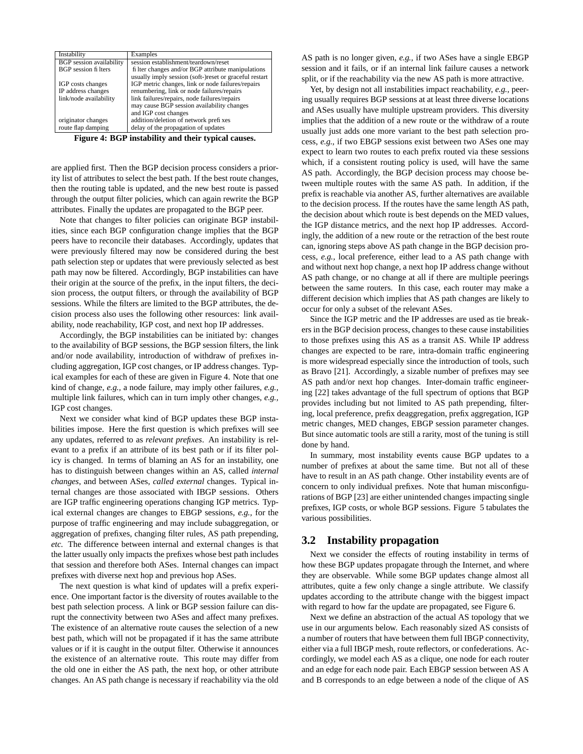| Instability | Examples |
|---|---|
| BGP session availability | session establishment/teardown/reset |
| BGP session filters | filter changes and/or BGP attribute manipulations usually imply session (soft-)reset or graceful restart |
| IGP costs changes | IGP metric changes, link or node failures/repairs |
| IP address changes | renumbering, link or node failures/repairs |
| link/node availability | link failures/repairs, node failures/repairs may cause BGP session availability changes and IGP cost changes |
| originator changes | addition/deletion of network prefixes |
| route flap damping | delay of the propagation of updates |

**Figure 4: BGP instability and their typical causes.**

are applied first. Then the BGP decision process considers a priority list of attributes to select the best path. If the best route changes, then the routing table is updated, and the new best route is passed through the output filter policies, which can again rewrite the BGP attributes. Finally the updates are propagated to the BGP peer.

Note that changes to filter policies can originate BGP instabilities, since each BGP configuration change implies that the BGP peers have to reconcile their databases. Accordingly, updates that were previously filtered may now be considered during the best path selection step or updates that were previously selected as best path may now be filtered. Accordingly, BGP instabilities can have their origin at the source of the prefix, in the input filters, the decision process, the output filters, or through the availability of BGP sessions. While the filters are limited to the BGP attributes, the decision process also uses the following other resources: link availability, node reachability, IGP cost, and next hop IP addresses.

Accordingly, the BGP instabilities can be initiated by: changes to the availability of BGP sessions, the BGP session filters, the link and/or node availability, introduction of withdraw of prefixes including aggregation, IGP cost changes, or IP address changes. Typical examples for each of these are given in Figure 4. Note that one kind of change, *e.g.,* a node failure, may imply other failures, *e.g.,* multiple link failures, which can in turn imply other changes, *e.g.,* IGP cost changes.

Next we consider what kind of BGP updates these BGP instabilities impose. Here the first question is which prefixes will see any updates, referred to as *relevant prefixes*. An instability is relevant to a prefix if an attribute of its best path or if its filter policy is changed. In terms of blaming an AS for an instability, one has to distinguish between changes within an AS, called *internal changes*, and between ASes, *called external* changes. Typical internal changes are those associated with IBGP sessions. Others are IGP traffic engineering operations changing IGP metrics. Typical external changes are changes to EBGP sessions, *e.g.,* for the purpose of traffic engineering and may include subaggregation, or aggregation of prefixes, changing filter rules, AS path prepending, *etc.* The difference between internal and external changes is that the latter usually only impacts the prefixes whose best path includes that session and therefore both ASes. Internal changes can impact prefixes with diverse next hop and previous hop ASes.

The next question is what kind of updates will a prefix experience. One important factor is the diversity of routes available to the best path selection process. A link or BGP session failure can disrupt the connectivity between two ASes and affect many prefixes. The existence of an alternative route causes the selection of a new best path, which will not be propagated if it has the same attribute values or if it is caught in the output filter. Otherwise it announces the existence of an alternative route. This route may differ from the old one in either the AS path, the next hop, or other attribute changes. An AS path change is necessary if reachability via the old AS path is no longer given, *e.g.,* if two ASes have a single EBGP session and it fails, or if an internal link failure causes a network split, or if the reachability via the new AS path is more attractive.

Yet, by design not all instabilities impact reachability, *e.g.,* peering usually requires BGP sessions at at least three diverse locations and ASes usually have multiple upstream providers. This diversity implies that the addition of a new route or the withdraw of a route usually just adds one more variant to the best path selection process, *e.g.,* if two EBGP sessions exist between two ASes one may expect to learn two routes to each prefix routed via these sessions which, if a consistent routing policy is used, will have the same AS path. Accordingly, the BGP decision process may choose between multiple routes with the same AS path. In addition, if the prefix is reachable via another AS, further alternatives are available to the decision process. If the routes have the same length AS path, the decision about which route is best depends on the MED values, the IGP distance metrics, and the next hop IP addresses. Accordingly, the addition of a new route or the retraction of the best route can, ignoring steps above AS path change in the BGP decision process, *e.g.,* local preference, either lead to a AS path change with and without next hop change, a next hop IP address change without AS path change, or no change at all if there are multiple peerings between the same routers. In this case, each router may make a different decision which implies that AS path changes are likely to occur for only a subset of the relevant ASes.

Since the IGP metric and the IP addresses are used as tie breakers in the BGP decision process, changes to these cause instabilities to those prefixes using this AS as a transit AS. While IP address changes are expected to be rare, intra-domain traffic engineering is more widespread especially since the introduction of tools, such as Bravo [21]. Accordingly, a sizable number of prefixes may see AS path and/or next hop changes. Inter-domain traffic engineering [22] takes advantage of the full spectrum of options that BGP provides including but not limited to AS path prepending, filtering, local preference, prefix deaggregation, prefix aggregation, IGP metric changes, MED changes, EBGP session parameter changes. But since automatic tools are still a rarity, most of the tuning is still done by hand.

In summary, most instability events cause BGP updates to a number of prefixes at about the same time. But not all of these have to result in an AS path change. Other instability events are of concern to only individual prefixes. Note that human misconfigurations of BGP [23] are either unintended changes impacting single prefixes, IGP costs, or whole BGP sessions. Figure 5 tabulates the various possibilities.

## 3.2 Instability propagation

Next we consider the effects of routing instability in terms of how these BGP updates propagate through the Internet, and where they are observable. While some BGP updates change almost all attributes, quite a few only change a single attribute. We classify updates according to the attribute change with the biggest impact with regard to how far the update are propagated, see Figure 6.

Next we define an abstraction of the actual AS topology that we use in our arguments below. Each reasonably sized AS consists of a number of routers that have between them full IBGP connectivity, either via a full IBGP mesh, route reflectors, or confederations. Accordingly, we model each AS as a clique, one node for each router and an edge for each node pair. Each EBGP session between AS A and B corresponds to an edge between a node of the clique of AS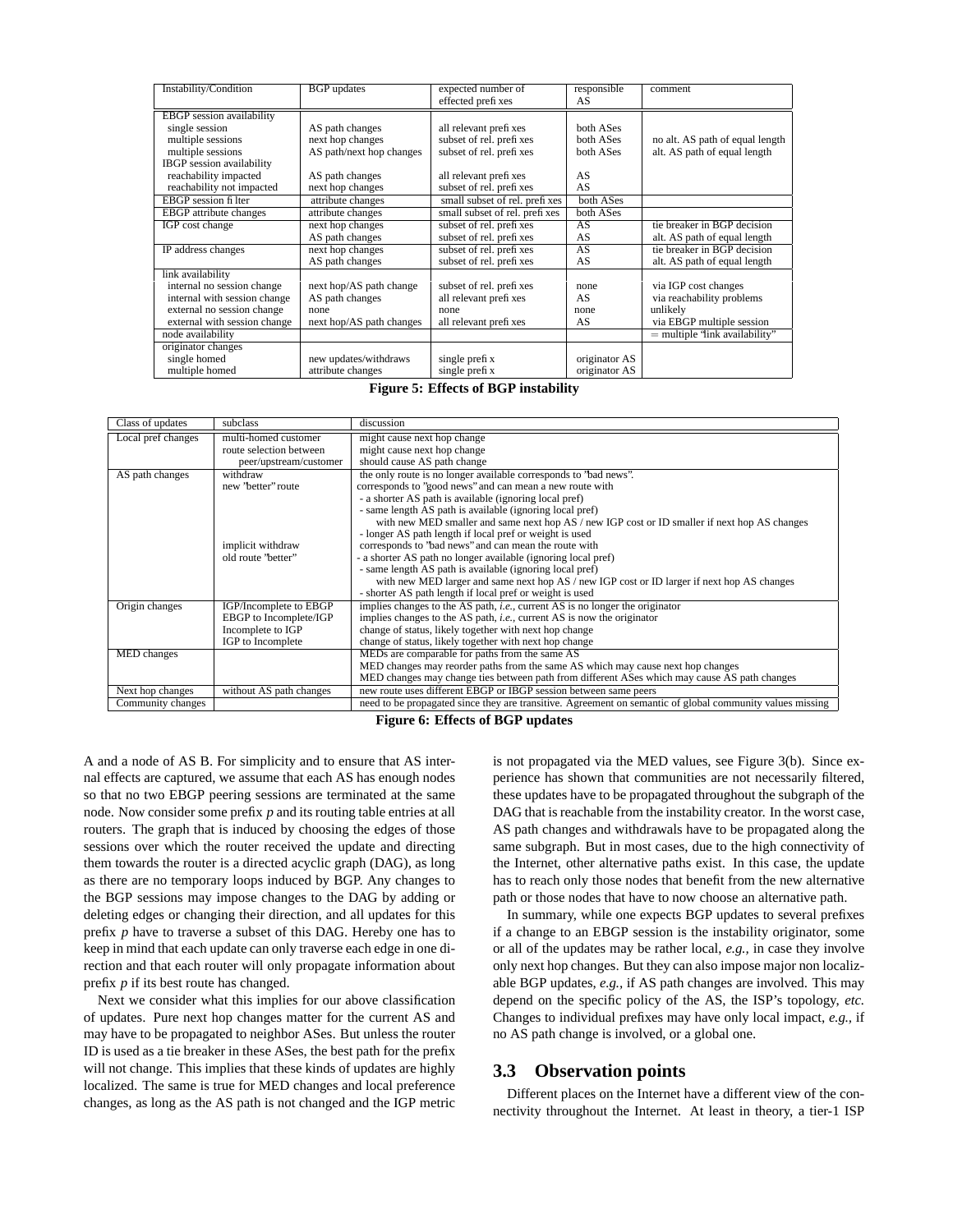| Instability/Condition | BGP updates | expected number of effected prefixes | responsible AS | comment |
|---|---|---|---|---|
| EBGP session availability | | | | |
| single session | AS path changes | all relevant prefixes | both ASes | |
| multiple sessions | next hop changes | subset of rel. prefixes | both ASes | no alt. AS path of equal length |
| multiple sessions | AS path/next hop changes | subset of rel. prefixes | both ASes | alt. AS path of equal length |
| IBGP session availability | | | | |
| reachability impacted | AS path changes | all relevant prefixes | AS | |
| reachability not impacted | next hop changes | subset of rel. prefixes | AS | |
| EBGP session filter | attribute changes | small subset of rel. prefixes | both ASes | |
| EBGP attribute changes | attribute changes | small subset of rel. prefixes | both ASes | |
| IGP cost change | next hop changes | subset of rel. prefixes | AS | tie breaker in BGP decision |
| | AS path changes | subset of rel. prefixes | AS | alt. AS path of equal length |
| IP address changes | next hop changes | subset of rel. prefixes | AS | tie breaker in BGP decision |
| | AS path changes | subset of rel. prefixes | AS | alt. AS path of equal length |
| link availability | | | | |
| internal no session change | next hop/AS path change | subset of rel. prefixes | none | via IGP cost changes |
| internal with session change | AS path changes | all relevant prefixes | AS | via reachability problems |
| external no session change | none | none | none | unlikely |
| external with session change | next hop/AS path changes | all relevant prefixes | AS | via EBGP multiple session |
| node availability | | | | = multiple "link availability" |
| originator changes | | | | |
| single homed | new updates/withdraws | single prefix | originator AS | |
| multiple homed | attribute changes | single prefix | originator AS | |

**Figure 5: Effects of BGP instability**

| Class of updates | subclass | discussion |
|---|---|---|
| Local pref changes | multi-homed customer | might cause next hop change |
| | route selection between | might cause next hop change |
| | peer/upstream/customer | should cause AS path change |
| AS path changes | withdraw | the only route is no longer available corresponds to "bad news". |
| | new "better" route | corresponds to "good news" and can mean a new route with |
| | | - a shorter AS path is available (ignoring local pref) |
| | | - same length AS path is available (ignoring local pref) |
| | | with new MED smaller and same next hop AS / new IGP cost or ID smaller if next hop AS changes |
| | | - longer AS path length if local pref or weight is used |
| | implicit withdraw | corresponds to "bad news" and can mean the route with |
| | old route "better" | - a shorter AS path no longer available (ignoring local pref) |
| | | - same length AS path is available (ignoring local pref) |
| | | with new MED larger and same next hop AS / new IGP cost or ID larger if next hop AS changes |
| | | - shorter AS path length if local pref or weight is used |
| Origin changes | IGP/Incomplete to EBGP | implies changes to the AS path, *i.e.,* current AS is no longer the originator |
| | EBGP to Incomplete/IGP | implies changes to the AS path, *i.e.,* current AS is now the originator |
| | Incomplete to IGP | change of status, likely together with next hop change |
| | IGP to Incomplete | change of status, likely together with next hop change |
| MED changes | | MEDs are comparable for paths from the same AS |
| | | MED changes may reorder paths from the same AS which may cause next hop changes |
| | | MED changes may change ties between path from different ASes which may cause AS path changes |
| Next hop changes | without AS path changes | new route uses different EBGP or IBGP session between same peers |
| Community changes | | need to be propagated since they are transitive. Agreement on semantic of global community values missing |

**Figure 6: Effects of BGP updates**

A and a node of AS B. For simplicity and to ensure that AS internal effects are captured, we assume that each AS has enough nodes so that no two EBGP peering sessions are terminated at the same node. Now consider some prefix $p$ and its routing table entries at all routers. The graph that is induced by choosing the edges of those sessions over which the router received the update and directing them towards the router is a directed acyclic graph (DAG), as long as there are no temporary loops induced by BGP. Any changes to the BGP sessions may impose changes to the DAG by adding or deleting edges or changing their direction, and all updates for this prefix $p$ have to traverse a subset of this DAG. Hereby one has to keep in mind that each update can only traverse each edge in one direction and that each router will only propagate information about prefix $p$ if its best route has changed.

Next we consider what this implies for our above classification of updates. Pure next hop changes matter for the current AS and may have to be propagated to neighbor ASes. But unless the router ID is used as a tie breaker in these ASes, the best path for the prefix will not change. This implies that these kinds of updates are highly localized. The same is true for MED changes and local preference changes, as long as the AS path is not changed and the IGP metric is not propagated via the MED values, see Figure 3(b). Since experience has shown that communities are not necessarily filtered, these updates have to be propagated throughout the subgraph of the DAG that is reachable from the instability creator. In the worst case, AS path changes and withdrawals have to be propagated along the same subgraph. But in most cases, due to the high connectivity of the Internet, other alternative paths exist. In this case, the update has to reach only those nodes that benefit from the new alternative path or those nodes that have to now choose an alternative path.

In summary, while one expects BGP updates to several prefixes if a change to an EBGP session is the instability originator, some or all of the updates may be rather local, *e.g.,* in case they involve only next hop changes. But they can also impose major non localizable BGP updates, *e.g.,* if AS path changes are involved. This may depend on the specific policy of the AS, the ISP's topology, *etc.* Changes to individual prefixes may have only local impact, *e.g.,* if no AS path change is involved, or a global one.

### 3.3 Observation points

Different places on the Internet have a different view of the connectivity throughout the Internet. At least in theory, a tier-1 ISP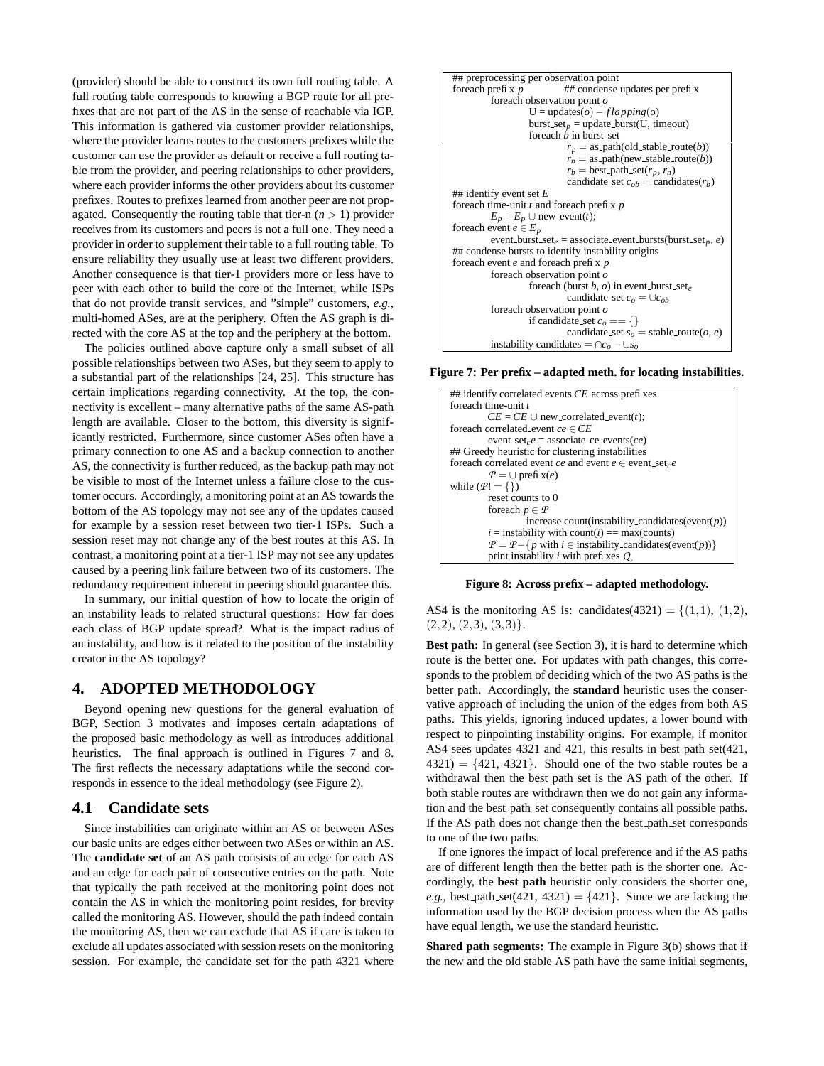(provider) should be able to construct its own full routing table. A full routing table corresponds to knowing a BGP route for all prefixes that are not part of the AS in the sense of reachable via IGP. This information is gathered via customer provider relationships, where the provider learns routes to the customers prefixes while the customer can use the provider as default or receive a full routing table from the provider, and peering relationships to other providers, where each provider informs the other providers about its customer prefixes. Routes to prefixes learned from another peer are not propagated. Consequently the routing table that tier-n ($n > 1$) provider receives from its customers and peers is not a full one. They need a provider in order to supplement their table to a full routing table. To ensure reliability they usually use at least two different providers. Another consequence is that tier-1 providers more or less have to peer with each other to build the core of the Internet, while ISPs that do not provide transit services, and "simple" customers, *e.g.,* multi-homed ASes, are at the periphery. Often the AS graph is directed with the core AS at the top and the periphery at the bottom.

The policies outlined above capture only a small subset of all possible relationships between two ASes, but they seem to apply to a substantial part of the relationships [24, 25]. This structure has certain implications regarding connectivity. At the top, the connectivity is excellent – many alternative paths of the same AS-path length are available. Closer to the bottom, this diversity is significantly restricted. Furthermore, since customer ASes often have a primary connection to one AS and a backup connection to another AS, the connectivity is further reduced, as the backup path may not be visible to most of the Internet unless a failure close to the customer occurs. Accordingly, a monitoring point at an AS towards the bottom of the AS topology may not see any of the updates caused for example by a session reset between two tier-1 ISPs. Such a session reset may not change any of the best routes at this AS. In contrast, a monitoring point at a tier-1 ISP may not see any updates caused by a peering link failure between two of its customers. The redundancy requirement inherent in peering should guarantee this.

In summary, our initial question of how to locate the origin of an instability leads to related structural questions: How far does each class of BGP update spread? What is the impact radius of an instability, and how is it related to the position of the instability creator in the AS topology?

## 4. ADOPTED METHODOLOGY

Beyond opening new questions for the general evaluation of BGP, Section 3 motivates and imposes certain adaptations of the proposed basic methodology as well as introduces additional heuristics. The final approach is outlined in Figures 7 and 8. The first reflects the necessary adaptations while the second corresponds in essence to the ideal methodology (see Figure 2).

### 4.1 Candidate sets

Since instabilities can originate within an AS or between ASes our basic units are edges either between two ASes or within an AS. The **candidate set** of an AS path consists of an edge for each AS and an edge for each pair of consecutive entries on the path. Note that typically the path received at the monitoring point does not contain the AS in which the monitoring point resides, for brevity called the monitoring AS. However, should the path indeed contain the monitoring AS, then we can exclude that AS if care is taken to exclude all updates associated with session resets on the monitoring session. For example, the candidate set for the path 4321 where AS4 is the monitoring AS is: candidates(4321) $= \{(1,1), (1,2), (2,2), (2,3), (3,3)\}$.

```
## preprocessing per observation point
foreach prefix p              ## condense updates per prefix
    foreach observation point o
        U = updates(o) − flapping(o)
        burst_set_p = update_burst(U, timeout)
        foreach b in burst_set
            r_p = as_path(old_stable_route(b))
            r_n = as_path(new_stable_route(b))
            r_b = best_path_set(r_p, r_n)
            candidate_set c_ob = candidates(r_b)
## identify event set E
foreach time-unit t and foreach prefix p
    E_p = E_p ∪ new_event(t);
foreach event e ∈ E_p
    event_burst_set_e = associate_event_bursts(burst_set_p, e)
## condense bursts to identify instability origins
foreach event e and foreach prefix p
    foreach observation point o
        foreach (burst b, o) in event_burst_set_e
            candidate_set c_o = ∪c_ob
    foreach observation point o
        if candidate_set c_o == {}
            candidate_set s_o = stable_route(o, e)
    instability candidates = ∩c_o − ∪s_o
```

**Figure 7: Per prefix – adapted meth. for locating instabilities.**

```
## identify correlated events CE across prefixes
foreach time-unit t
    CE = CE ∪ new_correlated_event(t);
foreach correlated_event ce ∈ CE
    event_set_ce = associate_ce_events(ce)
## Greedy heuristic for clustering instabilities
foreach correlated event ce and event e ∈ event_set_ce
    P = ∪ prefix(e)
while (P != {})
    reset counts to 0
    foreach p ∈ P
        increase count(instability_candidates(event(p))
    i = instability with count(i) == max(counts)
    P = P−{p with i ∈ instability_candidates(event(p))}
    print instability i with prefixes Q
```

**Figure 8: Across prefix – adapted methodology.**

**Best path:** In general (see Section 3), it is hard to determine which route is the better one. For updates with path changes, this corresponds to the problem of deciding which of the two AS paths is the better path. Accordingly, the **standard** heuristic uses the conservative approach of including the union of the edges from both AS paths. This yields, ignoring induced updates, a lower bound with respect to pinpointing instability origins. For example, if monitor AS4 sees updates 4321 and 421, this results in best_path_set(421, 4321) $= \{421, 4321\}$. Should one of the two stable routes be a withdrawal then the best_path_set is the AS path of the other. If both stable routes are withdrawn then we do not gain any information and the best_path_set consequently contains all possible paths. If the AS path does not change then the best_path_set corresponds to one of the two paths.

If one ignores the impact of local preference and if the AS paths are of different length then the better path is the shorter one. Accordingly, the **best path** heuristic only considers the shorter one, *e.g.,* best_path_set(421, 4321) $= \{421\}$. Since we are lacking the information used by the BGP decision process when the AS paths have equal length, we use the standard heuristic.

**Shared path segments:** The example in Figure 3(b) shows that if the new and the old stable AS path have the same initial segments,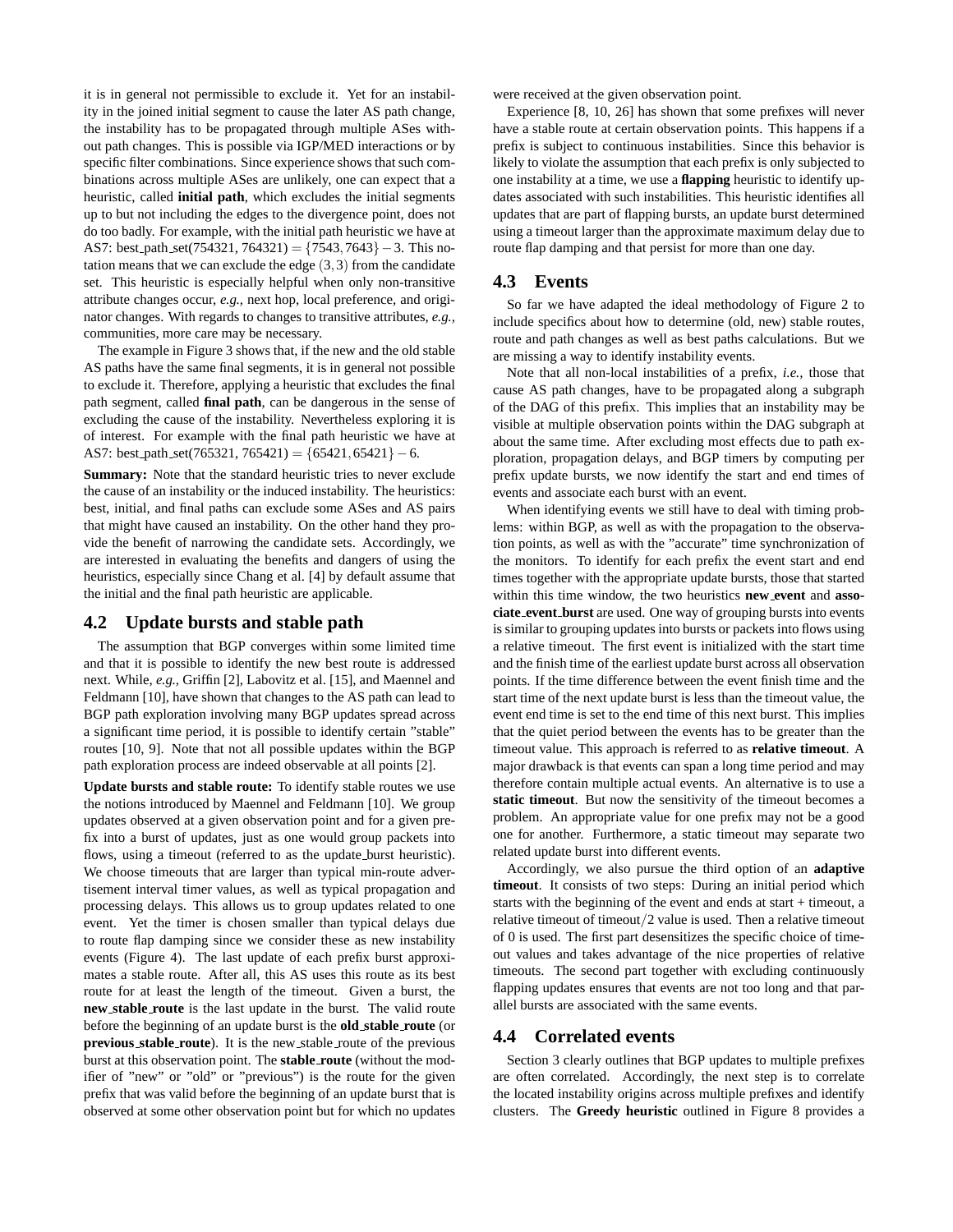it is in general not permissible to exclude it. Yet for an instability in the joined initial segment to cause the later AS path change, the instability has to be propagated through multiple ASes without path changes. This is possible via IGP/MED interactions or by specific filter combinations. Since experience shows that such combinations across multiple ASes are unlikely, one can expect that a heuristic, called **initial path**, which excludes the initial segments up to but not including the edges to the divergence point, does not do too badly. For example, with the initial path heuristic we have at AS7: best_path_set(754321, 764321) $= \{7543, 7643\} - 3$. This notation means that we can exclude the edge $(3,3)$ from the candidate set. This heuristic is especially helpful when only non-transitive attribute changes occur, *e.g.,* next hop, local preference, and originator changes. With regards to changes to transitive attributes, *e.g.,* communities, more care may be necessary.

The example in Figure 3 shows that, if the new and the old stable AS paths have the same final segments, it is in general not possible to exclude it. Therefore, applying a heuristic that excludes the final path segment, called **final path**, can be dangerous in the sense of excluding the cause of the instability. Nevertheless exploring it is of interest. For example with the final path heuristic we have at AS7: best_path_set(765321, 765421) $= \{65421, 65421\} - 6$.

**Summary:** Note that the standard heuristic tries to never exclude the cause of an instability or the induced instability. The heuristics: best, initial, and final paths can exclude some ASes and AS pairs that might have caused an instability. On the other hand they provide the benefit of narrowing the candidate sets. Accordingly, we are interested in evaluating the benefits and dangers of using the heuristics, especially since Chang et al. [4] by default assume that the initial and the final path heuristic are applicable.

## 4.2 Update bursts and stable path

The assumption that BGP converges within some limited time and that it is possible to identify the new best route is addressed next. While, *e.g.,* Griffin [2], Labovitz et al. [15], and Maennel and Feldmann [10], have shown that changes to the AS path can lead to BGP path exploration involving many BGP updates spread across a significant time period, it is possible to identify certain "stable" routes [10, 9]. Note that not all possible updates within the BGP path exploration process are indeed observable at all points [2].

**Update bursts and stable route:** To identify stable routes we use the notions introduced by Maennel and Feldmann [10]. We group updates observed at a given observation point and for a given prefix into a burst of updates, just as one would group packets into flows, using a timeout (referred to as the update_burst heuristic). We choose timeouts that are larger than typical min-route advertisement interval timer values, as well as typical propagation and processing delays. This allows us to group updates related to one event. Yet the timer is chosen smaller than typical delays due to route flap damping since we consider these as new instability events (Figure 4). The last update of each prefix burst approximates a stable route. After all, this AS uses this route as its best route for at least the length of the timeout. Given a burst, the **new_stable_route** is the last update in the burst. The valid route before the beginning of an update burst is the **old_stable_route** (or **previous_stable_route**). It is the new_stable_route of the previous burst at this observation point. The **stable_route** (without the modifier of "new" or "old" or "previous") is the route for the given prefix that was valid before the beginning of an update burst that is observed at some other observation point but for which no updates were received at the given observation point.

Experience [8, 10, 26] has shown that some prefixes will never have a stable route at certain observation points. This happens if a prefix is subject to continuous instabilities. Since this behavior is likely to violate the assumption that each prefix is only subjected to one instability at a time, we use a **flapping** heuristic to identify updates associated with such instabilities. This heuristic identifies all updates that are part of flapping bursts, an update burst determined using a timeout larger than the approximate maximum delay due to route flap damping and that persist for more than one day.

## 4.3 Events

So far we have adapted the ideal methodology of Figure 2 to include specifics about how to determine (old, new) stable routes, route and path changes as well as best paths calculations. But we are missing a way to identify instability events.

Note that all non-local instabilities of a prefix, *i.e.,* those that cause AS path changes, have to be propagated along a subgraph of the DAG of this prefix. This implies that an instability may be visible at multiple observation points within the DAG subgraph at about the same time. After excluding most effects due to path exploration, propagation delays, and BGP timers by computing per prefix update bursts, we now identify the start and end times of events and associate each burst with an event.

When identifying events we still have to deal with timing problems: within BGP, as well as with the propagation to the observation points, as well as with the "accurate" time synchronization of the monitors. To identify for each prefix the event start and end times together with the appropriate update bursts, those that started within this time window, the two heuristics **new_event** and **associate_event_burst** are used. One way of grouping bursts into events is similar to grouping updates into bursts or packets into flows using a relative timeout. The first event is initialized with the start time and the finish time of the earliest update burst across all observation points. If the time difference between the event finish time and the start time of the next update burst is less than the timeout value, the event end time is set to the end time of this next burst. This implies that the quiet period between the events has to be greater than the timeout value. This approach is referred to as **relative timeout**. A major drawback is that events can span a long time period and may therefore contain multiple actual events. An alternative is to use a **static timeout**. But now the sensitivity of the timeout becomes a problem. An appropriate value for one prefix may not be a good one for another. Furthermore, a static timeout may separate two related update burst into different events.

Accordingly, we also pursue the third option of an **adaptive timeout**. It consists of two steps: During an initial period which starts with the beginning of the event and ends at start + timeout, a relative timeout of timeout/2 value is used. Then a relative timeout of 0 is used. The first part desensitizes the specific choice of timeout values and takes advantage of the nice properties of relative timeouts. The second part together with excluding continuously flapping updates ensures that events are not too long and that parallel bursts are associated with the same events.

## 4.4 Correlated events

Section 3 clearly outlines that BGP updates to multiple prefixes are often correlated. Accordingly, the next step is to correlate the located instability origins across multiple prefixes and identify clusters. The **Greedy heuristic** outlined in Figure 8 provides a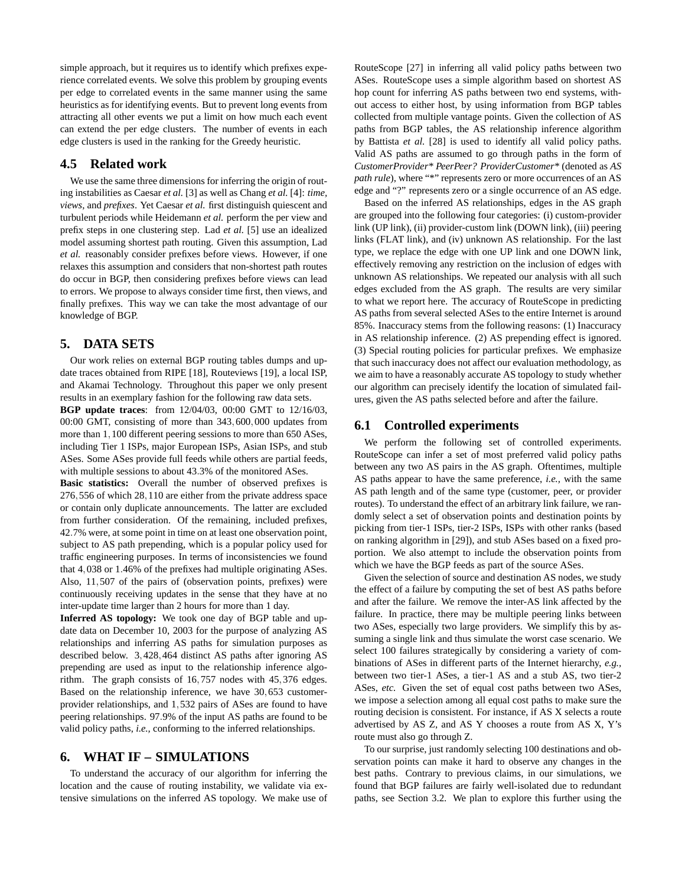simple approach, but it requires us to identify which prefixes experience correlated events. We solve this problem by grouping events per edge to correlated events in the same manner using the same heuristics as for identifying events. But to prevent long events from attracting all other events we put a limit on how much each event can extend the per edge clusters. The number of events in each edge clusters is used in the ranking for the Greedy heuristic.

### 4.5 Related work

We use the same three dimensions for inferring the origin of routing instabilities as Caesar *et al.* [3] as well as Chang *et al.* [4]: *time*, *views*, and *prefixes*. Yet Caesar *et al.* first distinguish quiescent and turbulent periods while Heidemann *et al.* perform the per view and prefix steps in one clustering step. Lad *et al.* [5] use an idealized model assuming shortest path routing. Given this assumption, Lad *et al.* reasonably consider prefixes before views. However, if one relaxes this assumption and considers that non-shortest path routes do occur in BGP, then considering prefixes before views can lead to errors. We propose to always consider time first, then views, and finally prefixes. This way we can take the most advantage of our knowledge of BGP.

## 5. DATA SETS

Our work relies on external BGP routing tables dumps and update traces obtained from RIPE [18], Routeviews [19], a local ISP, and Akamai Technology. Throughout this paper we only present results in an exemplary fashion for the following raw data sets.

**BGP update traces**: from 12/04/03, 00:00 GMT to 12/16/03, 00:00 GMT, consisting of more than 343,600,000 updates from more than 1,100 different peering sessions to more than 650 ASes, including Tier 1 ISPs, major European ISPs, Asian ISPs, and stub ASes. Some ASes provide full feeds while others are partial feeds, with multiple sessions to about 43.3% of the monitored ASes.

**Basic statistics:** Overall the number of observed prefixes is 276,556 of which 28,110 are either from the private address space or contain only duplicate announcements. The latter are excluded from further consideration. Of the remaining, included prefixes, 42.7% were, at some point in time on at least one observation point, subject to AS path prepending, which is a popular policy used for traffic engineering purposes. In terms of inconsistencies we found that 4,038 or 1.46% of the prefixes had multiple originating ASes. Also, 11,507 of the pairs of (observation points, prefixes) were continuously receiving updates in the sense that they have at no inter-update time larger than 2 hours for more than 1 day.

**Inferred AS topology:** We took one day of BGP table and update data on December 10, 2003 for the purpose of analyzing AS relationships and inferring AS paths for simulation purposes as described below. 3,428,464 distinct AS paths after ignoring AS prepending are used as input to the relationship inference algorithm. The graph consists of 16,757 nodes with 45,376 edges. Based on the relationship inference, we have 30,653 customer-provider relationships, and 1,532 pairs of ASes are found to have peering relationships. 97.9% of the input AS paths are found to be valid policy paths, *i.e.*, conforming to the inferred relationships.

## 6. WHAT IF – SIMULATIONS

To understand the accuracy of our algorithm for inferring the location and the cause of routing instability, we validate via extensive simulations on the inferred AS topology. We make use of RouteScope [27] in inferring all valid policy paths between two ASes. RouteScope uses a simple algorithm based on shortest AS hop count for inferring AS paths between two end systems, without access to either host, by using information from BGP tables collected from multiple vantage points. Given the collection of AS paths from BGP tables, the AS relationship inference algorithm by Battista *et al.* [28] is used to identify all valid policy paths. Valid AS paths are assumed to go through paths in the form of *CustomerProvider\* PeerPeer? ProviderCustomer\** (denoted as *AS path rule*), where "*" represents zero or more occurrences of an AS edge and "?" represents zero or a single occurrence of an AS edge.

Based on the inferred AS relationships, edges in the AS graph are grouped into the following four categories: (i) custom-provider link (UP link), (ii) provider-custom link (DOWN link), (iii) peering links (FLAT link), and (iv) unknown AS relationship. For the last type, we replace the edge with one UP link and one DOWN link, effectively removing any restriction on the inclusion of edges with unknown AS relationships. We repeated our analysis with all such edges excluded from the AS graph. The results are very similar to what we report here. The accuracy of RouteScope in predicting AS paths from several selected ASes to the entire Internet is around 85%. Inaccuracy stems from the following reasons: (1) Inaccuracy in AS relationship inference. (2) AS prepending effect is ignored. (3) Special routing policies for particular prefixes. We emphasize that such inaccuracy does not affect our evaluation methodology, as we aim to have a reasonably accurate AS topology to study whether our algorithm can precisely identify the location of simulated failures, given the AS paths selected before and after the failure.

### 6.1 Controlled experiments

We perform the following set of controlled experiments. RouteScope can infer a set of most preferred valid policy paths between any two AS pairs in the AS graph. Oftentimes, multiple AS paths appear to have the same preference, *i.e.*, with the same AS path length and of the same type (customer, peer, or provider routes). To understand the effect of an arbitrary link failure, we randomly select a set of observation points and destination points by picking from tier-1 ISPs, tier-2 ISPs, ISPs with other ranks (based on ranking algorithm in [29]), and stub ASes based on a fixed proportion. We also attempt to include the observation points from which we have the BGP feeds as part of the source ASes.

Given the selection of source and destination AS nodes, we study the effect of a failure by computing the set of best AS paths before and after the failure. We remove the inter-AS link affected by the failure. In practice, there may be multiple peering links between two ASes, especially two large providers. We simplify this by assuming a single link and thus simulate the worst case scenario. We select 100 failures strategically by considering a variety of combinations of ASes in different parts of the Internet hierarchy, *e.g.*, between two tier-1 ASes, a tier-1 AS and a stub AS, two tier-2 ASes, *etc.* Given the set of equal cost paths between two ASes, we impose a selection among all equal cost paths to make sure the routing decision is consistent. For instance, if AS X selects a route advertised by AS Z, and AS Y chooses a route from AS X, Y's route must also go through Z.

To our surprise, just randomly selecting 100 destinations and observation points can make it hard to observe any changes in the best paths. Contrary to previous claims, in our simulations, we found that BGP failures are fairly well-isolated due to redundant paths, see Section 3.2. We plan to explore this further using the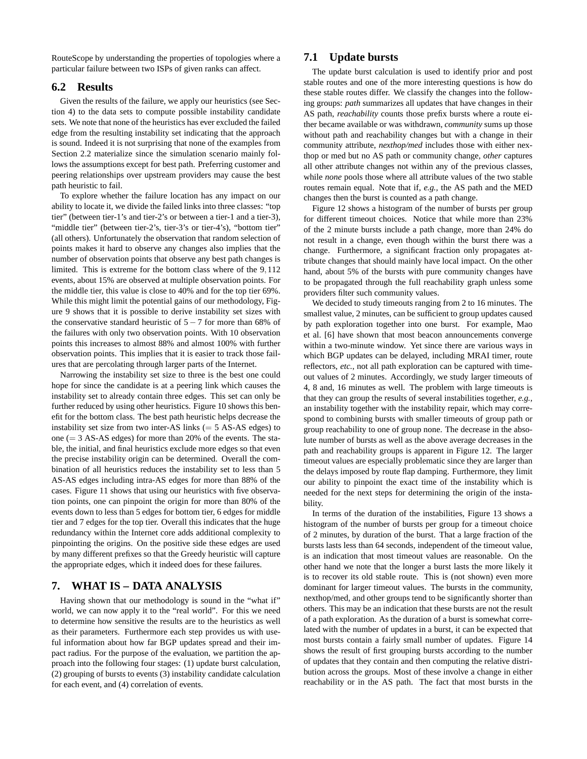RouteScope by understanding the properties of topologies where a particular failure between two ISPs of given ranks can affect.

## 6.2 Results

Given the results of the failure, we apply our heuristics (see Section 4) to the data sets to compute possible instability candidate sets. We note that none of the heuristics has ever excluded the failed edge from the resulting instability set indicating that the approach is sound. Indeed it is not surprising that none of the examples from Section 2.2 materialize since the simulation scenario mainly follows the assumptions except for best path. Preferring customer and peering relationships over upstream providers may cause the best path heuristic to fail.

To explore whether the failure location has any impact on our ability to locate it, we divide the failed links into three classes: "top tier" (between tier-1's and tier-2's or between a tier-1 and a tier-3), "middle tier" (between tier-2's, tier-3's or tier-4's), "bottom tier" (all others). Unfortunately the observation that random selection of points makes it hard to observe any changes also implies that the number of observation points that observe any best path changes is limited. This is extreme for the bottom class where of the 9,112 events, about 15% are observed at multiple observation points. For the middle tier, this value is close to 40% and for the top tier 69%. While this might limit the potential gains of our methodology, Figure 9 shows that it is possible to derive instability set sizes with the conservative standard heuristic of $5-7$ for more than 68% of the failures with only two observation points. With 10 observation points this increases to almost 88% and almost 100% with further observation points. This implies that it is easier to track those failures that are percolating through larger parts of the Internet.

Narrowing the instability set size to three is the best one could hope for since the candidate is at a peering link which causes the instability set to already contain three edges. This set can only be further reduced by using other heuristics. Figure 10 shows this benefit for the bottom class. The best path heuristic helps decrease the instability set size from two inter-AS links ($=5$ AS-AS edges) to one ($=3$ AS-AS edges) for more than 20% of the events. The stable, the initial, and final heuristics exclude more edges so that even the precise instability origin can be determined. Overall the combination of all heuristics reduces the instability set to less than 5 AS-AS edges including intra-AS edges for more than 88% of the cases. Figure 11 shows that using our heuristics with five observation points, one can pinpoint the origin for more than 80% of the events down to less than 5 edges for bottom tier, 6 edges for middle tier and 7 edges for the top tier. Overall this indicates that the huge redundancy within the Internet core adds additional complexity to pinpointing the origins. On the positive side these edges are used by many different prefixes so that the Greedy heuristic will capture the appropriate edges, which it indeed does for these failures.

# 7. WHAT IS – DATA ANALYSIS

Having shown that our methodology is sound in the "what if" world, we can now apply it to the "real world". For this we need to determine how sensitive the results are to the heuristics as well as their parameters. Furthermore each step provides us with useful information about how far BGP updates spread and their impact radius. For the purpose of the evaluation, we partition the approach into the following four stages: (1) update burst calculation, (2) grouping of bursts to events (3) instability candidate calculation for each event, and (4) correlation of events.

## 7.1 Update bursts

The update burst calculation is used to identify prior and post stable routes and one of the more interesting questions is how do these stable routes differ. We classify the changes into the following groups: *path* summarizes all updates that have changes in their AS path, *reachability* counts those prefix bursts where a route either became available or was withdrawn, *community* sums up those without path and reachability changes but with a change in their community attribute, *nexthop/med* includes those with either nexthop or med but no AS path or community change, *other* captures all other attribute changes not within any of the previous classes, while *none* pools those where all attribute values of the two stable routes remain equal. Note that if, *e.g.*, the AS path and the MED changes then the burst is counted as a path change.

Figure 12 shows a histogram of the number of bursts per group for different timeout choices. Notice that while more than 23% of the 2 minute bursts include a path change, more than 24% do not result in a change, even though within the burst there was a change. Furthermore, a significant fraction only propagates attribute changes that should mainly have local impact. On the other hand, about 5% of the bursts with pure community changes have to be propagated through the full reachability graph unless some providers filter such community values.

We decided to study timeouts ranging from 2 to 16 minutes. The smallest value, 2 minutes, can be sufficient to group updates caused by path exploration together into one burst. For example, Mao et al. [6] have shown that most beacon announcements converge within a two-minute window. Yet since there are various ways in which BGP updates can be delayed, including MRAI timer, route reflectors, *etc.*, not all path exploration can be captured with timeout values of 2 minutes. Accordingly, we study larger timeouts of 4, 8 and, 16 minutes as well. The problem with large timeouts is that they can group the results of several instabilities together, *e.g.*, an instability together with the instability repair, which may correspond to combining bursts with smaller timeouts of group path or group reachability to one of group none. The decrease in the absolute number of bursts as well as the above average decreases in the path and reachability groups is apparent in Figure 12. The larger timeout values are especially problematic since they are larger than the delays imposed by route flap damping. Furthermore, they limit our ability to pinpoint the exact time of the instability which is needed for the next steps for determining the origin of the instability.

In terms of the duration of the instabilities, Figure 13 shows a histogram of the number of bursts per group for a timeout choice of 2 minutes, by duration of the burst. That a large fraction of the bursts lasts less than 64 seconds, independent of the timeout value, is an indication that most timeout values are reasonable. On the other hand we note that the longer a burst lasts the more likely it is to recover its old stable route. This is (not shown) even more dominant for larger timeout values. The bursts in the community, nexthop/med, and other groups tend to be significantly shorter than others. This may be an indication that these bursts are not the result of a path exploration. As the duration of a burst is somewhat correlated with the number of updates in a burst, it can be expected that most bursts contain a fairly small number of updates. Figure 14 shows the result of first grouping bursts according to the number of updates that they contain and then computing the relative distribution across the groups. Most of these involve a change in either reachability or in the AS path. The fact that most bursts in the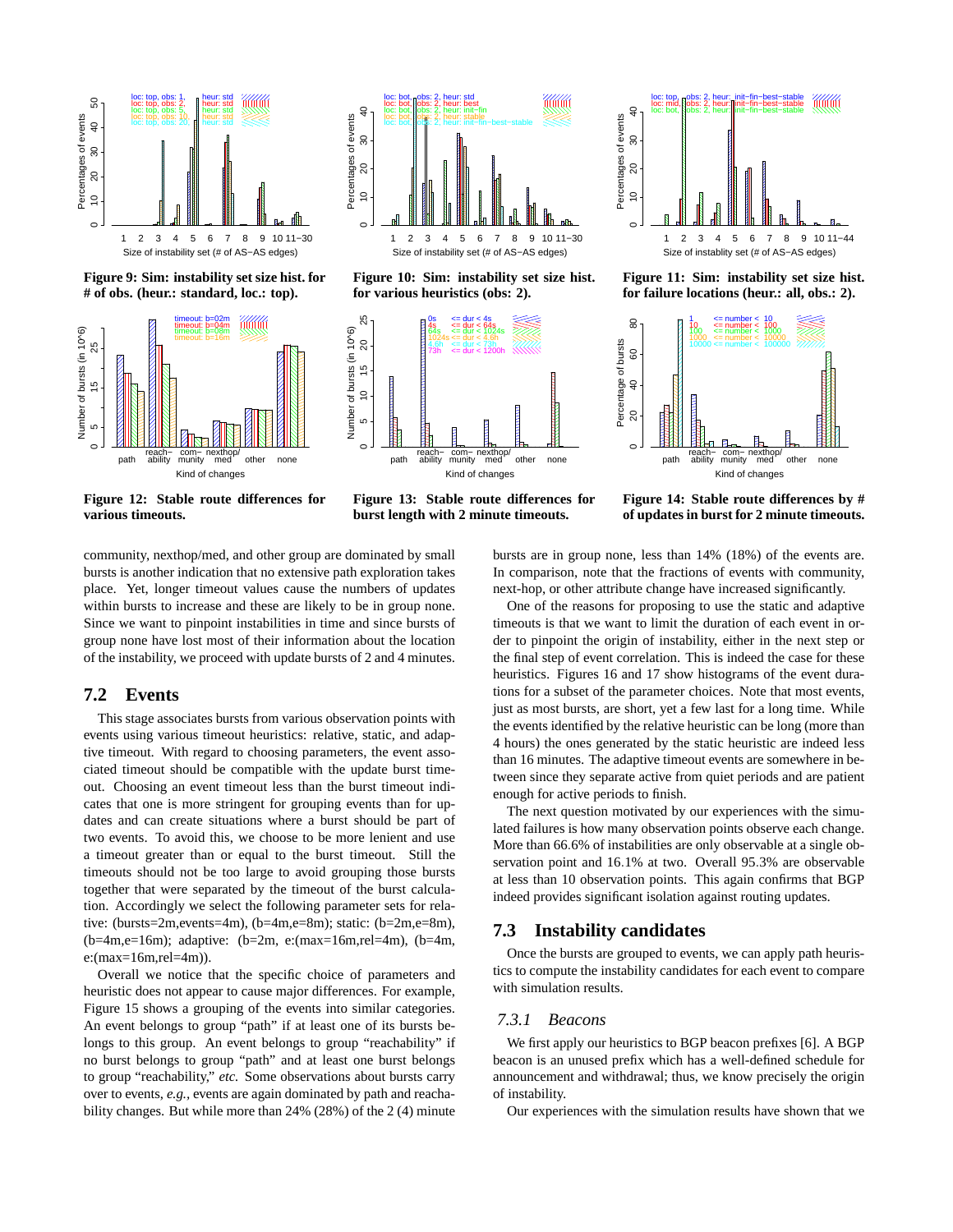loc: top, obs: 1, heur: std
loc: top, obs: 2, heur: std
loc: top, obs: 5, heur: std
loc: top, obs: 10, heur: std
loc: top, obs: 20, heur: std

Percentages of events

Size of instability set (# of AS–AS edges)

**Figure 9: Sim: instability set size hist. for # of obs. (heur.: standard, loc.: top).**

loc: bot, obs: 2, heur: std
loc: bot, obs: 2, heur: best
loc: bot, obs: 2, heur: init–fin
loc: bot, obs: 2, heur: stable
loc: bot, obs: 2, heur: init–fin–best–stable

Percentages of events

Size of instability set (# of AS–AS edges)

**Figure 10: Sim: instability set size hist. for various heuristics (obs: 2).**

loc: top, obs: 2, heur: init–fin–best–stable
loc: mid, obs: 2, heur: init–fin–best–stable
loc: bot, obs: 2, heur: init–fin–best–stable

Percentages of events

Size of instablity set (# of AS–AS edges)

**Figure 11: Sim: instability set size hist. for failure locations (heur.: all, obs.: 2).**

timeout: b=02m
timeout: b=04m
timeout: b=08m
timeout: b=16m

Number of bursts (in 10^6)

path, reach–ability, com–munity, nexthop/med, other, none

Kind of changes

**Figure 12: Stable route differences for various timeouts.**

0s <= dur < 4s
4s <= dur < 64s
64s <= dur < 1024s
1024s <= dur < 4.6h
4.6h <= dur < 73h
73h <= dur < 1200h

Number of bursts (in 10^6)

path, reach–ability, com–munity, nexthop/med, other, none

Kind of changes

**Figure 13: Stable route differences for burst length with 2 minute timeouts.**

1 <= number < 10
10 <= number < 100
100 <= number < 1000
1000 <= number < 10000
10000 <= number < 100000

Percentage of bursts

path, reach–ability, com–munity, nexthop/med, other, none

Kind of changes

**Figure 14: Stable route differences by # of updates in burst for 2 minute timeouts.**

community, nexthop/med, and other group are dominated by small bursts is another indication that no extensive path exploration takes place. Yet, longer timeout values cause the numbers of updates within bursts to increase and these are likely to be in group none. Since we want to pinpoint instabilities in time and since bursts of group none have lost most of their information about the location of the instability, we proceed with update bursts of 2 and 4 minutes.

## 7.2 Events

This stage associates bursts from various observation points with events using various timeout heuristics: relative, static, and adaptive timeout. With regard to choosing parameters, the event associated timeout should be compatible with the update burst timeout. Choosing an event timeout less than the burst timeout indicates that one is more stringent for grouping events than for updates and can create situations where a burst should be part of two events. To avoid this, we choose to be more lenient and use a timeout greater than or equal to the burst timeout. Still the timeouts should not be too large to avoid grouping those bursts together that were separated by the timeout of the burst calculation. Accordingly we select the following parameter sets for relative: (bursts=2m,events=4m), (b=4m,e=8m); static: (b=2m,e=8m), (b=4m,e=16m); adaptive: (b=2m, e:(max=16m,rel=4m), (b=4m, e:(max=16m,rel=4m)).

Overall we notice that the specific choice of parameters and heuristic does not appear to cause major differences. For example, Figure 15 shows a grouping of the events into similar categories. An event belongs to group "path" if at least one of its bursts belongs to this group. An event belongs to group "reachability" if no burst belongs to group "path" and at least one burst belongs to group "reachability," *etc.* Some observations about bursts carry over to events, *e.g.*, events are again dominated by path and reachability changes. But while more than 24% (28%) of the 2 (4) minute bursts are in group none, less than 14% (18%) of the events are. In comparison, note that the fractions of events with community, next-hop, or other attribute change have increased significantly.

One of the reasons for proposing to use the static and adaptive timeouts is that we want to limit the duration of each event in order to pinpoint the origin of instability, either in the next step or the final step of event correlation. This is indeed the case for these heuristics. Figures 16 and 17 show histograms of the event durations for a subset of the parameter choices. Note that most events, just as most bursts, are short, yet a few last for a long time. While the events identified by the relative heuristic can be long (more than 4 hours) the ones generated by the static heuristic are indeed less than 16 minutes. The adaptive timeout events are somewhere in between since they separate active from quiet periods and are patient enough for active periods to finish.

The next question motivated by our experiences with the simulated failures is how many observation points observe each change. More than 66.6% of instabilities are only observable at a single observation point and 16.1% at two. Overall 95.3% are observable at less than 10 observation points. This again confirms that BGP indeed provides significant isolation against routing updates.

## 7.3 Instability candidates

Once the bursts are grouped to events, we can apply path heuristics to compute the instability candidates for each event to compare with simulation results.

### 7.3.1 *Beacons*

We first apply our heuristics to BGP beacon prefixes [6]. A BGP beacon is an unused prefix which has a well-defined schedule for announcement and withdrawal; thus, we know precisely the origin of instability.

Our experiences with the simulation results have shown that we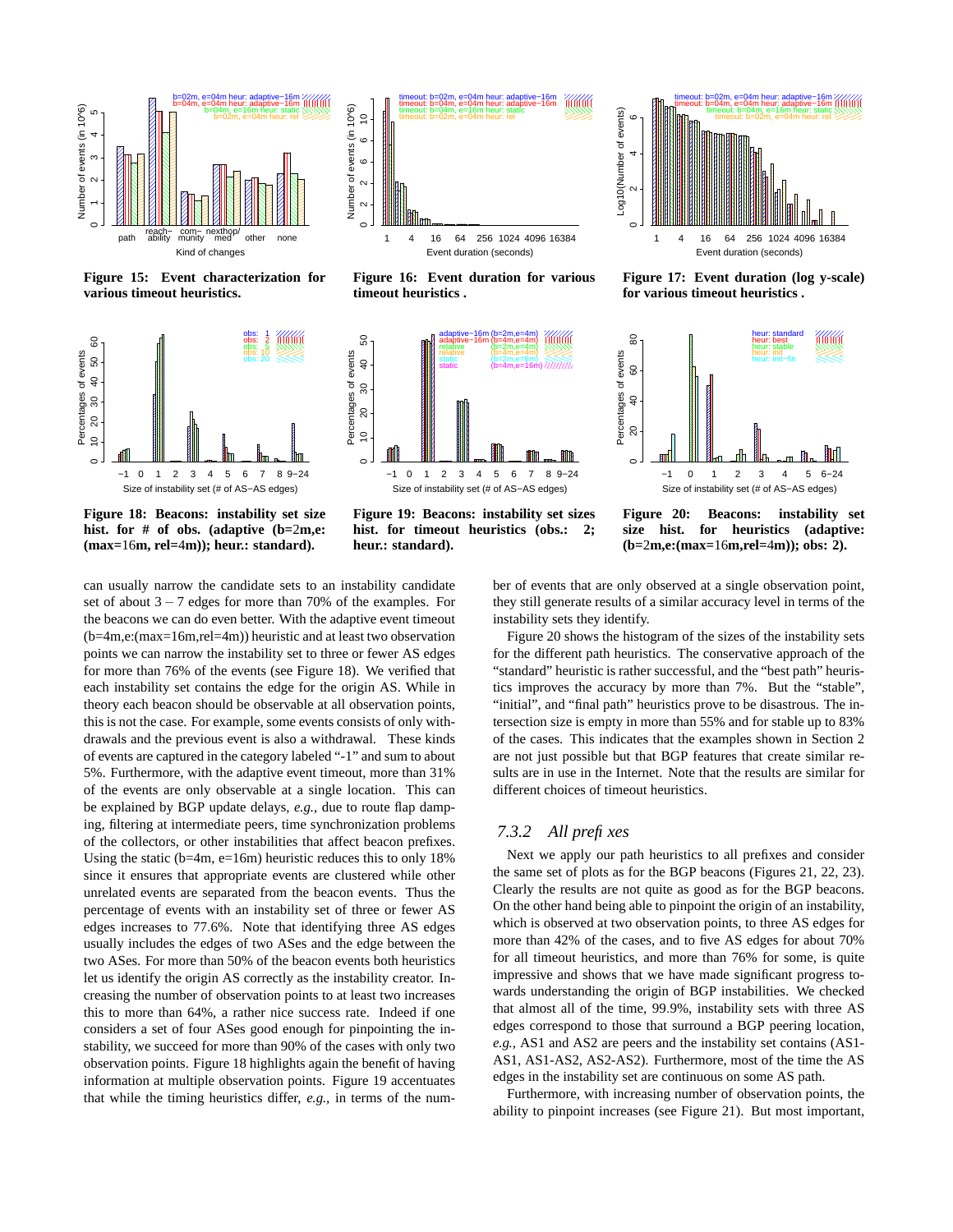b=02m, e=04m heur: adaptive−16m
b=04m, e=04m heur: adaptive−16m
b=04m, e=16m heur: static
b=02m, e=04m heur: rel

Number of events (in 10^6)

path
reach-ability
com-munity
nexthop/med
other
none

Kind of changes

**Figure 15: Event characterization for various timeout heuristics.**

timeout: b=02m, e=04m heur: adaptive−16m
timeout: b=04m, e=04m heur: adaptive−16m
timeout: b=04m, e=16m heur: static
timeout: b=02m, e=04m heur: rel

Number of events (in 10^6)

1 4 16 64 256 1024 4096 16384

Event duration (seconds)

**Figure 16: Event duration for various timeout heuristics .**

timeout: b=02m, e=04m heur: adaptive−16m
timeout: b=04m, e=04m heur: adaptive−16m
timeout: b=04m, e=16m heur: static
timeout: b=02m, e=04m heur: rel

Log10(Number of events)

1 4 16 64 256 1024 4096 16384

Event duration (seconds)

**Figure 17: Event duration (log y-scale) for various timeout heuristics .**

obs: 1
obs: 2
obs: 5
obs: 10
obs: 20

Percentages of events

−1 0 1 2 3 4 5 6 7 8 9−24

Size of instability set (# of AS−AS edges)

**Figure 18: Beacons: instability set size hist. for # of obs. (adaptive (b=2m,e:(max=16m, rel=4m)); heur.: standard).**

adaptive−16m (b=2m,e=4m)
adaptive−16m (b=4m,e=4m)
relative (b=2m,e=4m)
relative (b=4m,e=4m)
static (b=2m,e=8m)
static (b=4m,e=16m)

Percentages of events

−1 0 1 2 3 4 5 6 7 8 9−24

Size of instability set (# of AS−AS edges)

**Figure 19: Beacons: instability set sizes hist. for timeout heuristics (obs.: 2; heur.: standard).**

heur: standard
heur: best
heur: stable
heur: init
heur: init=fin

Percentages of events

−1 0 1 2 3 4 5 6−24

Size of instability set (# of AS−AS edges)

**Figure 20: Beacons: instability set size hist. for heuristics (adaptive: (b=2m,e:(max=16m,rel=4m)); obs: 2).**

can usually narrow the candidate sets to an instability candidate set of about $3-7$ edges for more than 70% of the examples. For the beacons we can do even better. With the adaptive event timeout (b=4m,e:(max=16m,rel=4m)) heuristic and at least two observation points we can narrow the instability set to three or fewer AS edges for more than 76% of the events (see Figure 18). We verified that each instability set contains the edge for the origin AS. While in theory each beacon should be observable at all observation points, this is not the case. For example, some events consists of only withdrawals and the previous event is also a withdrawal. These kinds of events are captured in the category labeled "-1" and sum to about 5%. Furthermore, with the adaptive event timeout, more than 31% of the events are only observable at a single location. This can be explained by BGP update delays, *e.g.,* due to route flap damping, filtering at intermediate peers, time synchronization problems of the collectors, or other instabilities that affect beacon prefixes. Using the static (b=4m, e=16m) heuristic reduces this to only 18% since it ensures that appropriate events are clustered while other unrelated events are separated from the beacon events. Thus the percentage of events with an instability set of three or fewer AS edges increases to 77.6%. Note that identifying three AS edges usually includes the edges of two ASes and the edge between the two ASes. For more than 50% of the beacon events both heuristics let us identify the origin AS correctly as the instability creator. Increasing the number of observation points to at least two increases this to more than 64%, a rather nice success rate. Indeed if one considers a set of four ASes good enough for pinpointing the instability, we succeed for more than 90% of the cases with only two observation points. Figure 18 highlights again the benefit of having information at multiple observation points. Figure 19 accentuates that while the timing heuristics differ, *e.g.,* in terms of the number of events that are only observed at a single observation point, they still generate results of a similar accuracy level in terms of the instability sets they identify.

Figure 20 shows the histogram of the sizes of the instability sets for the different path heuristics. The conservative approach of the "standard" heuristic is rather successful, and the "best path" heuristics improves the accuracy by more than 7%. But the "stable", "initial", and "final path" heuristics prove to be disastrous. The intersection size is empty in more than 55% and for stable up to 83% of the cases. This indicates that the examples shown in Section 2 are not just possible but that BGP features that create similar results are in use in the Internet. Note that the results are similar for different choices of timeout heuristics.

### 7.3.2 All prefixes

Next we apply our path heuristics to all prefixes and consider the same set of plots as for the BGP beacons (Figures 21, 22, 23). Clearly the results are not quite as good as for the BGP beacons. On the other hand being able to pinpoint the origin of an instability, which is observed at two observation points, to three AS edges for more than 42% of the cases, and to five AS edges for about 70% for all timeout heuristics, and more than 76% for some, is quite impressive and shows that we have made significant progress towards understanding the origin of BGP instabilities. We checked that almost all of the time, 99.9%, instability sets with three AS edges correspond to those that surround a BGP peering location, *e.g.,* AS1 and AS2 are peers and the instability set contains (AS1-AS1, AS1-AS2, AS2-AS2). Furthermore, most of the time the AS edges in the instability set are continuous on some AS path.

Furthermore, with increasing number of observation points, the ability to pinpoint increases (see Figure 21). But most important,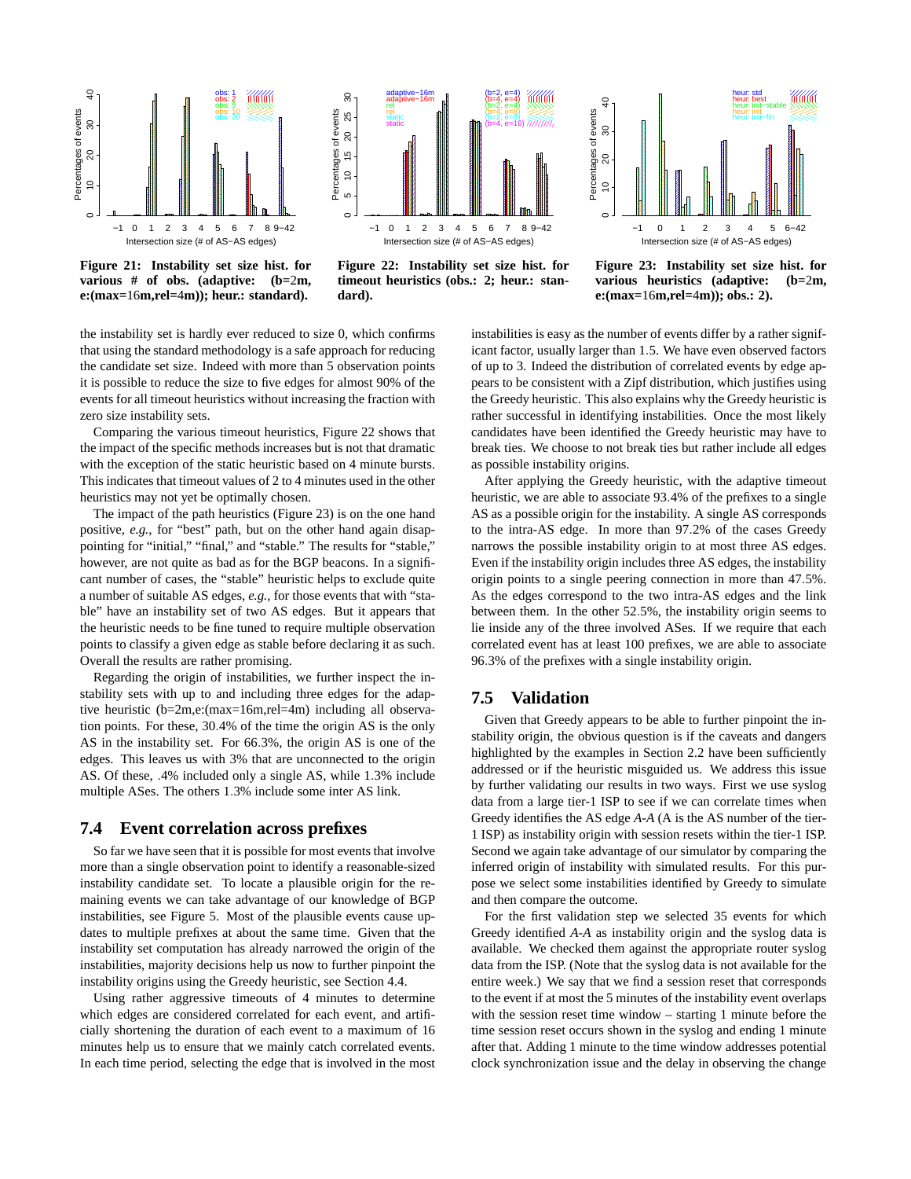Percentages of events

0 10 20 30 40

obs: 1
obs: 2
obs: 5
obs: 10
obs: 20

−1 0 1 2 3 4 5 6 7 8 9−42

Intersection size (# of AS−AS edges)

**Figure 21: Instability set size hist. for various # of obs. (adaptive: (b=2m, e:(max=16m,rel=4m)); heur.: standard).**

Percentages of events

0 5 10 15 20 25 30

adaptive−16m
adaptive−16m
rel
rel
static
static

(b=2, e=4)
(b=4, e=4)
(b=2, e=4)
(b=4, e=8)
(b=2, e=8)
(b=4, e=16)

−1 0 1 2 3 4 5 6 7 8 9−42

Intersection size (# of AS−AS edges)

**Figure 22: Instability set size hist. for timeout heuristics (obs.: 2; heur.: standard).**

Percentages of events

0 10 20 30 40

heur: std
heur: best
heur: init−stable
heur: init
heur: init−fin

−1 0 1 2 3 4 5 6−42

Intersection size (# of AS−AS edges)

**Figure 23: Instability set size hist. for various heuristics (adaptive: (b=2m, e:(max=16m,rel=4m)); obs.: 2).**

the instability set is hardly ever reduced to size 0, which confirms that using the standard methodology is a safe approach for reducing the candidate set size. Indeed with more than 5 observation points it is possible to reduce the size to five edges for almost 90% of the events for all timeout heuristics without increasing the fraction with zero size instability sets.

Comparing the various timeout heuristics, Figure 22 shows that the impact of the specific methods increases but is not that dramatic with the exception of the static heuristic based on 4 minute bursts. This indicates that timeout values of 2 to 4 minutes used in the other heuristics may not yet be optimally chosen.

The impact of the path heuristics (Figure 23) is on the one hand positive, *e.g.*, for "best" path, but on the other hand again disappointing for "initial," "final," and "stable." The results for "stable," however, are not quite as bad as for the BGP beacons. In a significant number of cases, the "stable" heuristic helps to exclude quite a number of suitable AS edges, *e.g.*, for those events that with "stable" have an instability set of two AS edges. But it appears that the heuristic needs to be fine tuned to require multiple observation points to classify a given edge as stable before declaring it as such. Overall the results are rather promising.

Regarding the origin of instabilities, we further inspect the instability sets with up to and including three edges for the adaptive heuristic (b=2m,e:(max=16m,rel=4m)) including all observation points. For these, 30.4% of the time the origin AS is the only AS in the instability set. For 66.3%, the origin AS is one of the edges. This leaves us with 3% that are unconnected to the origin AS. Of these, .4% included only a single AS, while 1.3% include multiple ASes. The others 1.3% include some inter AS link.

## 7.4 Event correlation across prefixes

So far we have seen that it is possible for most events that involve more than a single observation point to identify a reasonable-sized instability candidate set. To locate a plausible origin for the remaining events we can take advantage of our knowledge of BGP instabilities, see Figure 5. Most of the plausible events cause updates to multiple prefixes at about the same time. Given that the instability set computation has already narrowed the origin of the instabilities, majority decisions help us now to further pinpoint the instability origins using the Greedy heuristic, see Section 4.4.

Using rather aggressive timeouts of 4 minutes to determine which edges are considered correlated for each event, and artificially shortening the duration of each event to a maximum of 16 minutes help us to ensure that we mainly catch correlated events. In each time period, selecting the edge that is involved in the most instabilities is easy as the number of events differ by a rather significant factor, usually larger than 1.5. We have even observed factors of up to 3. Indeed the distribution of correlated events by edge appears to be consistent with a Zipf distribution, which justifies using the Greedy heuristic. This also explains why the Greedy heuristic is rather successful in identifying instabilities. Once the most likely candidates have been identified the Greedy heuristic may have to break ties. We choose to not break ties but rather include all edges as possible instability origins.

After applying the Greedy heuristic, with the adaptive timeout heuristic, we are able to associate 93.4% of the prefixes to a single AS as a possible origin for the instability. A single AS corresponds to the intra-AS edge. In more than 97.2% of the cases Greedy narrows the possible instability origin to at most three AS edges. Even if the instability origin includes three AS edges, the instability origin points to a single peering connection in more than 47.5%. As the edges correspond to the two intra-AS edges and the link between them. In the other 52.5%, the instability origin seems to lie inside any of the three involved ASes. If we require that each correlated event has at least 100 prefixes, we are able to associate 96.3% of the prefixes with a single instability origin.

## 7.5 Validation

Given that Greedy appears to be able to further pinpoint the instability origin, the obvious question is if the caveats and dangers highlighted by the examples in Section 2.2 have been sufficiently addressed or if the heuristic misguided us. We address this issue by further validating our results in two ways. First we use syslog data from a large tier-1 ISP to see if we can correlate times when Greedy identifies the AS edge *A*-*A* (A is the AS number of the tier-1 ISP) as instability origin with session resets within the tier-1 ISP. Second we again take advantage of our simulator by comparing the inferred origin of instability with simulated results. For this purpose we select some instabilities identified by Greedy to simulate and then compare the outcome.

For the first validation step we selected 35 events for which Greedy identified *A*-*A* as instability origin and the syslog data is available. We checked them against the appropriate router syslog data from the ISP. (Note that the syslog data is not available for the entire week.) We say that we find a session reset that corresponds to the event if at most the 5 minutes of the instability event overlaps with the session reset time window – starting 1 minute before the time session reset occurs shown in the syslog and ending 1 minute after that. Adding 1 minute to the time window addresses potential clock synchronization issue and the delay in observing the change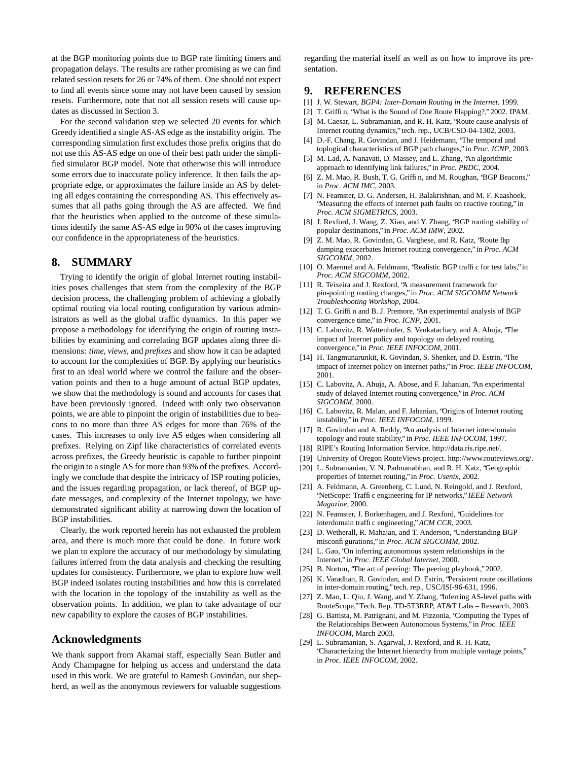at the BGP monitoring points due to BGP rate limiting timers and propagation delays. The results are rather promising as we can find related session resets for 26 or 74% of them. One should not expect to find all events since some may not have been caused by session resets. Furthermore, note that not all session resets will cause updates as discussed in Section 3.

For the second validation step we selected 20 events for which Greedy identified a single AS-AS edge as the instability origin. The corresponding simulation first excludes those prefix origins that do not use this AS-AS edge on one of their best path under the simplified simulator BGP model. Note that otherwise this will introduce some errors due to inaccurate policy inference. It then fails the appropriate edge, or approximates the failure inside an AS by deleting all edges containing the corresponding AS. This effectively assumes that all paths going through the AS are affected. We find that the heuristics when applied to the outcome of these simulations identify the same AS-AS edge in 90% of the cases improving our confidence in the appropriateness of the heuristics.

## 8. SUMMARY

Trying to identify the origin of global Internet routing instabilities poses challenges that stem from the complexity of the BGP decision process, the challenging problem of achieving a globally optimal routing via local routing configuration by various administrators as well as the global traffic dynamics. In this paper we propose a methodology for identifying the origin of routing instabilities by examining and correlating BGP updates along three dimensions: *time*, *views*, and *prefixes* and show how it can be adapted to account for the complexities of BGP. By applying our heuristics first to an ideal world where we control the failure and the observation points and then to a huge amount of actual BGP updates, we show that the methodology is sound and accounts for cases that have been previously ignored. Indeed with only two observation points, we are able to pinpoint the origin of instabilities due to beacons to no more than three AS edges for more than 76% of the cases. This increases to only five AS edges when considering all prefixes. Relying on Zipf like characteristics of correlated events across prefixes, the Greedy heuristic is capable to further pinpoint the origin to a single AS for more than 93% of the prefixes. Accordingly we conclude that despite the intricacy of ISP routing policies, and the issues regarding propagation, or lack thereof, of BGP update messages, and complexity of the Internet topology, we have demonstrated significant ability at narrowing down the location of BGP instabilities.

Clearly, the work reported herein has not exhausted the problem area, and there is much more that could be done. In future work we plan to explore the accuracy of our methodology by simulating failures inferred from the data analysis and checking the resulting updates for consistency. Furthermore, we plan to explore how well BGP indeed isolates routing instabilities and how this is correlated with the location in the topology of the instability as well as the observation points. In addition, we plan to take advantage of our new capability to explore the causes of BGP instabilities.

## Acknowledgments

We thank support from Akamai staff, especially Sean Butler and Andy Champagne for helping us access and understand the data used in this work. We are grateful to Ramesh Govindan, our shepherd, as well as the anonymous reviewers for valuable suggestions regarding the material itself as well as on how to improve its presentation.

## 9. REFERENCES

[1] J. W. Stewart, *BGP4: Inter-Domain Routing in the Internet*. 1999.

[2] T. Griffin, "What is the Sound of One Route Flapping?," 2002. IPAM.

[3] M. Caesar, L. Subramanian, and R. H. Katz, "Route cause analysis of Internet routing dynamics," tech. rep., UCB/CSD-04-1302, 2003.

[4] D.-F. Chang, R. Govindan, and J. Heidemann, "The temporal and toplogical characteristics of BGP path changes," in *Proc. ICNP*, 2003.

[5] M. Lad, A. Nanavati, D. Massey, and L. Zhang, "An algorithmic approach to identifying link failures," in *Proc. PRDC*, 2004.

[6] Z. M. Mao, R. Bush, T. G. Griffin, and M. Roughan, "BGP Beacons," in *Proc. ACM IMC*, 2003.

[7] N. Feamster, D. G. Andersen, H. Balakrishnan, and M. F. Kaashoek, "Measuring the effects of internet path faults on reactive routing," in *Proc. ACM SIGMETRICS*, 2003.

[8] J. Rexford, J. Wang, Z. Xiao, and Y. Zhang, "BGP routing stability of popular destinations," in *Proc. ACM IMW*, 2002.

[9] Z. M. Mao, R. Govindan, G. Varghese, and R. H. Katz, "Route flap damping exacerbates Internet routing convergence," in *Proc. ACM SIGCOMM*, 2002.

[10] O. Maennel and A. Feldmann, "Realistic BGP traffic for test labs," in *Proc. ACM SIGCOMM*, 2002.

[11] R. Teixeira and J. Rexford, "A measurement framework for pin-pointing routing changes," in *Proc. ACM SIGCOMM Network Troubleshooting Workshop*, 2004.

[12] T. G. Griffin and B. J. Premore, "An experimental analysis of BGP convergence time," in *Proc. ICNP*, 2001.

[13] C. Labovitz, R. Wattenhofer, S. Venkatachary, and A. Ahuja, "The impact of Internet policy and topology on delayed routing convergence," in *Proc. IEEE INFOCOM*, 2001.

[14] H. Tangmunarunkit, R. Govindan, S. Shenker, and D. Estrin, "The impact of Internet policy on Internet paths," in *Proc. IEEE INFOCOM*, 2001.

[15] C. Labovitz, A. Ahuja, A. Abose, and F. Jahanian, "An experimental study of delayed Internet routing convergence," in *Proc. ACM SIGCOMM*, 2000.

[16] C. Labovitz, R. Malan, and F. Jahanian, "Origins of Internet routing instability," in *Proc. IEEE INFOCOM*, 1999.

[17] R. Govindan and A. Reddy, "An analysis of Internet inter-domain topology and route stability," in *Proc. IEEE INFOCOM*, 1997.

[18] RIPE's Routing Information Service. http://data.ris.ripe.net/.

[19] University of Oregon RouteViews project. http://www.routeviews.org/.

[20] L. Subramanian, V. N. Padmanabhan, and R. H. Katz, "Geographic properties of Internet routing," in *Proc. Usenix*, 2002.

[21] A. Feldmann, A. Greenberg, C. Lund, N. Reingold, and J. Rexford, "NetScope: Traffic engineering for IP networks," *IEEE Network Magazine*, 2000.

[22] N. Feamster, J. Borkenhagen, and J. Rexford, "Guidelines for interdomain traffic engineering," *ACM CCR*, 2003.

[23] D. Wetherall, R. Mahajan, and T. Anderson, "Understanding BGP misconfigurations," in *Proc. ACM SIGCOMM*, 2002.

[24] L. Gao, "On inferring autonomous system relationships in the Internet," in *Proc. IEEE Global Internet*, 2000.

[25] B. Norton, "The art of peering: The peering playbook," 2002.

[26] K. Varadhan, R. Govindan, and D. Estrin, "Persistent route oscillations in inter-domain routing," tech. rep., USC/ISI-96-631, 1996.

[27] Z. Mao, L. Qiu, J. Wang, and Y. Zhang, "Inferring AS-level paths with RouteScope," Tech. Rep. TD-5T3RRP, AT&T Labs – Research, 2003.

[28] G. Battista, M. Patrignani, and M. Pizzonia, "Computing the Types of the Relationships Between Autonomous Systems," in *Proc. IEEE INFOCOM*, March 2003.

[29] L. Subramanian, S. Agarwal, J. Rexford, and R. H. Katz, "Characterizing the Internet hierarchy from multiple vantage points," in *Proc. IEEE INFOCOM*, 2002.